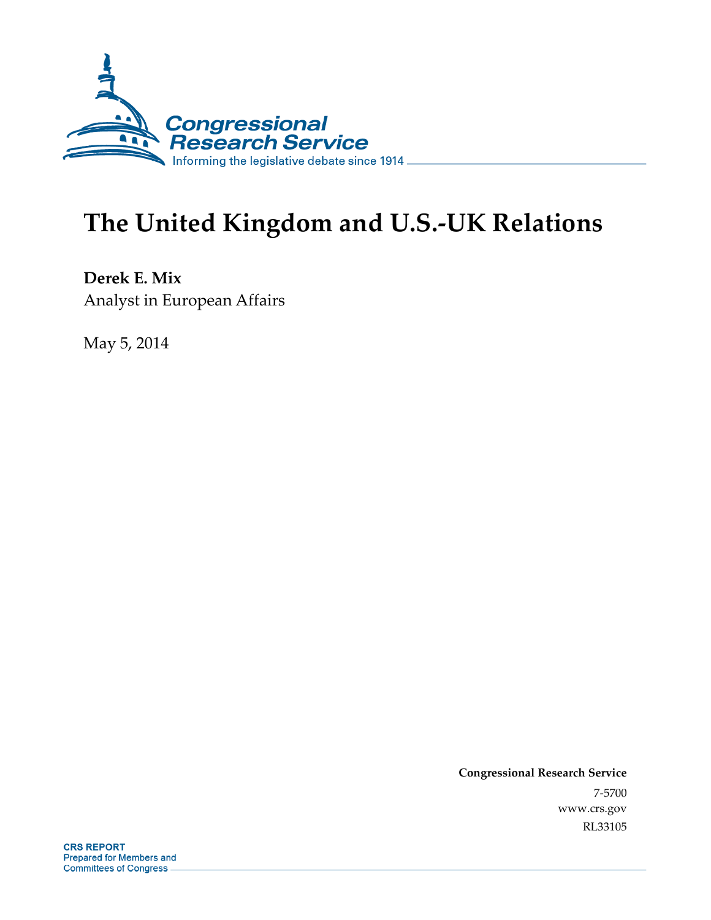Congressional Research Service
Informing the legislative debate since 1914

# The United Kingdom and U.S.-UK Relations

**Derek E. Mix**
Analyst in European Affairs

May 5, 2014

**Congressional Research Service**
7-5700
www.crs.gov
RL33105

**CRS REPORT**
Prepared for Members and
Committees of Congress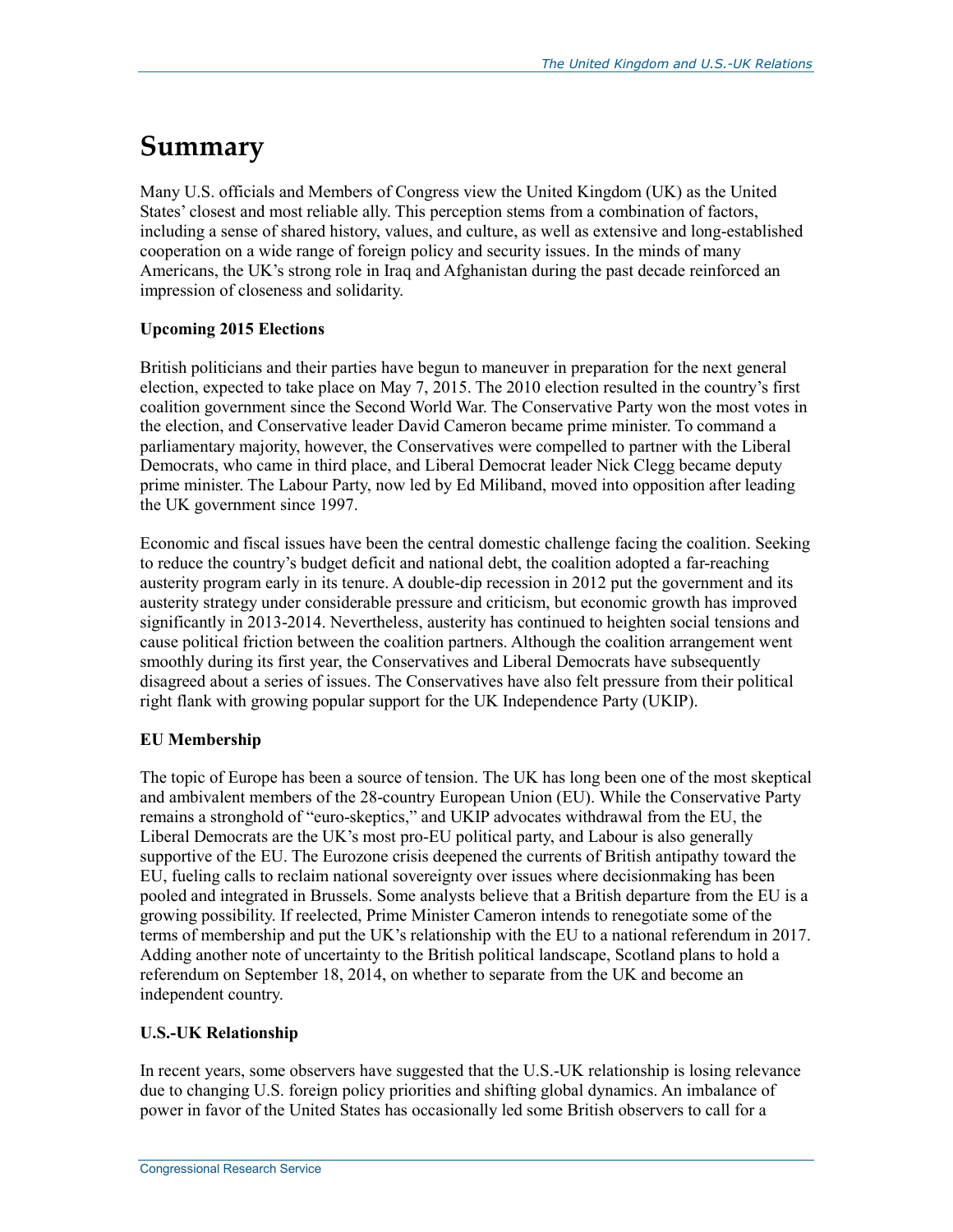# Summary

Many U.S. officials and Members of Congress view the United Kingdom (UK) as the United States' closest and most reliable ally. This perception stems from a combination of factors, including a sense of shared history, values, and culture, as well as extensive and long-established cooperation on a wide range of foreign policy and security issues. In the minds of many Americans, the UK's strong role in Iraq and Afghanistan during the past decade reinforced an impression of closeness and solidarity.

### Upcoming 2015 Elections

British politicians and their parties have begun to maneuver in preparation for the next general election, expected to take place on May 7, 2015. The 2010 election resulted in the country's first coalition government since the Second World War. The Conservative Party won the most votes in the election, and Conservative leader David Cameron became prime minister. To command a parliamentary majority, however, the Conservatives were compelled to partner with the Liberal Democrats, who came in third place, and Liberal Democrat leader Nick Clegg became deputy prime minister. The Labour Party, now led by Ed Miliband, moved into opposition after leading the UK government since 1997.

Economic and fiscal issues have been the central domestic challenge facing the coalition. Seeking to reduce the country's budget deficit and national debt, the coalition adopted a far-reaching austerity program early in its tenure. A double-dip recession in 2012 put the government and its austerity strategy under considerable pressure and criticism, but economic growth has improved significantly in 2013-2014. Nevertheless, austerity has continued to heighten social tensions and cause political friction between the coalition partners. Although the coalition arrangement went smoothly during its first year, the Conservatives and Liberal Democrats have subsequently disagreed about a series of issues. The Conservatives have also felt pressure from their political right flank with growing popular support for the UK Independence Party (UKIP).

### EU Membership

The topic of Europe has been a source of tension. The UK has long been one of the most skeptical and ambivalent members of the 28-country European Union (EU). While the Conservative Party remains a stronghold of "euro-skeptics," and UKIP advocates withdrawal from the EU, the Liberal Democrats are the UK's most pro-EU political party, and Labour is also generally supportive of the EU. The Eurozone crisis deepened the currents of British antipathy toward the EU, fueling calls to reclaim national sovereignty over issues where decisionmaking has been pooled and integrated in Brussels. Some analysts believe that a British departure from the EU is a growing possibility. If reelected, Prime Minister Cameron intends to renegotiate some of the terms of membership and put the UK's relationship with the EU to a national referendum in 2017. Adding another note of uncertainty to the British political landscape, Scotland plans to hold a referendum on September 18, 2014, on whether to separate from the UK and become an independent country.

### U.S.-UK Relationship

In recent years, some observers have suggested that the U.S.-UK relationship is losing relevance due to changing U.S. foreign policy priorities and shifting global dynamics. An imbalance of power in favor of the United States has occasionally led some British observers to call for a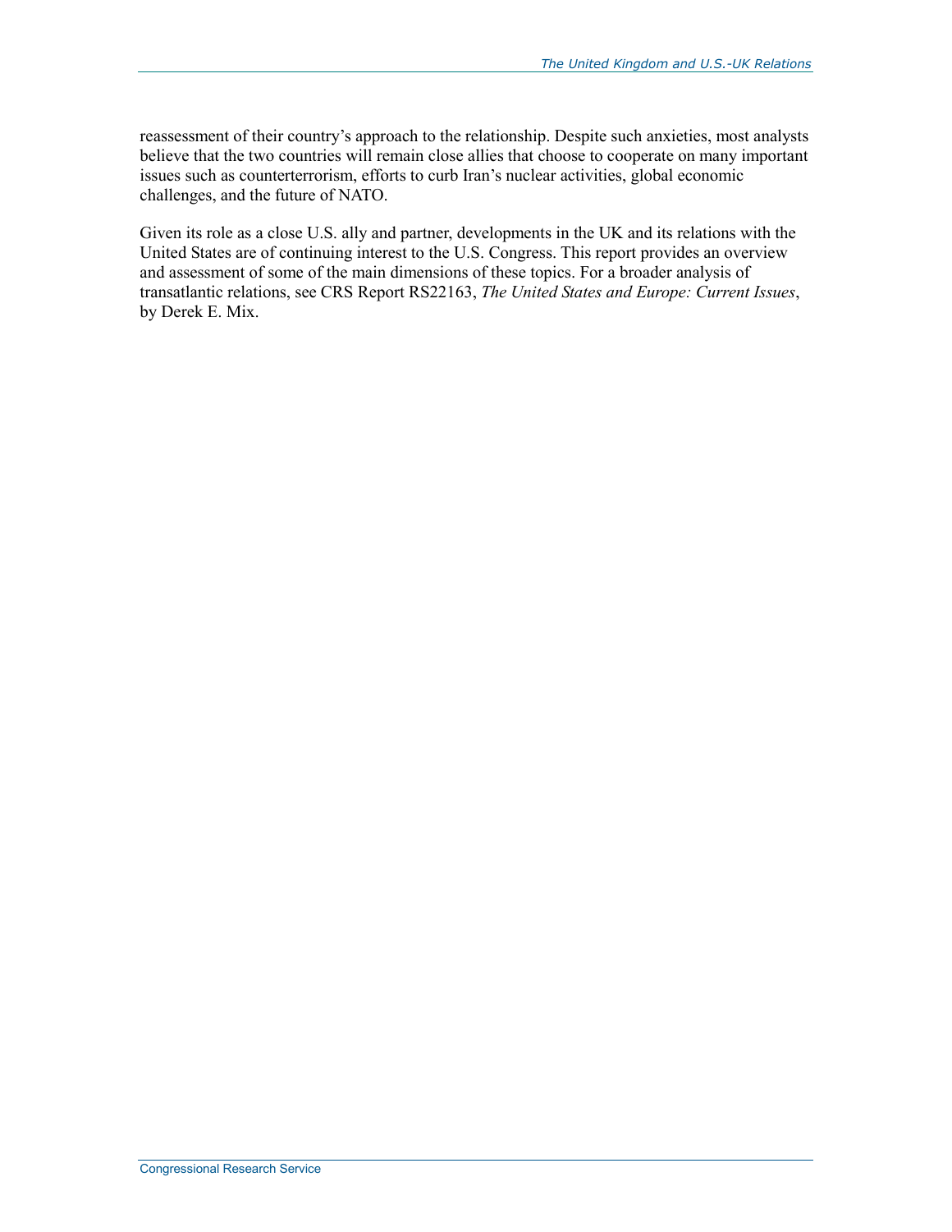reassessment of their country's approach to the relationship. Despite such anxieties, most analysts believe that the two countries will remain close allies that choose to cooperate on many important issues such as counterterrorism, efforts to curb Iran's nuclear activities, global economic challenges, and the future of NATO.

Given its role as a close U.S. ally and partner, developments in the UK and its relations with the United States are of continuing interest to the U.S. Congress. This report provides an overview and assessment of some of the main dimensions of these topics. For a broader analysis of transatlantic relations, see CRS Report RS22163, *The United States and Europe: Current Issues*, by Derek E. Mix.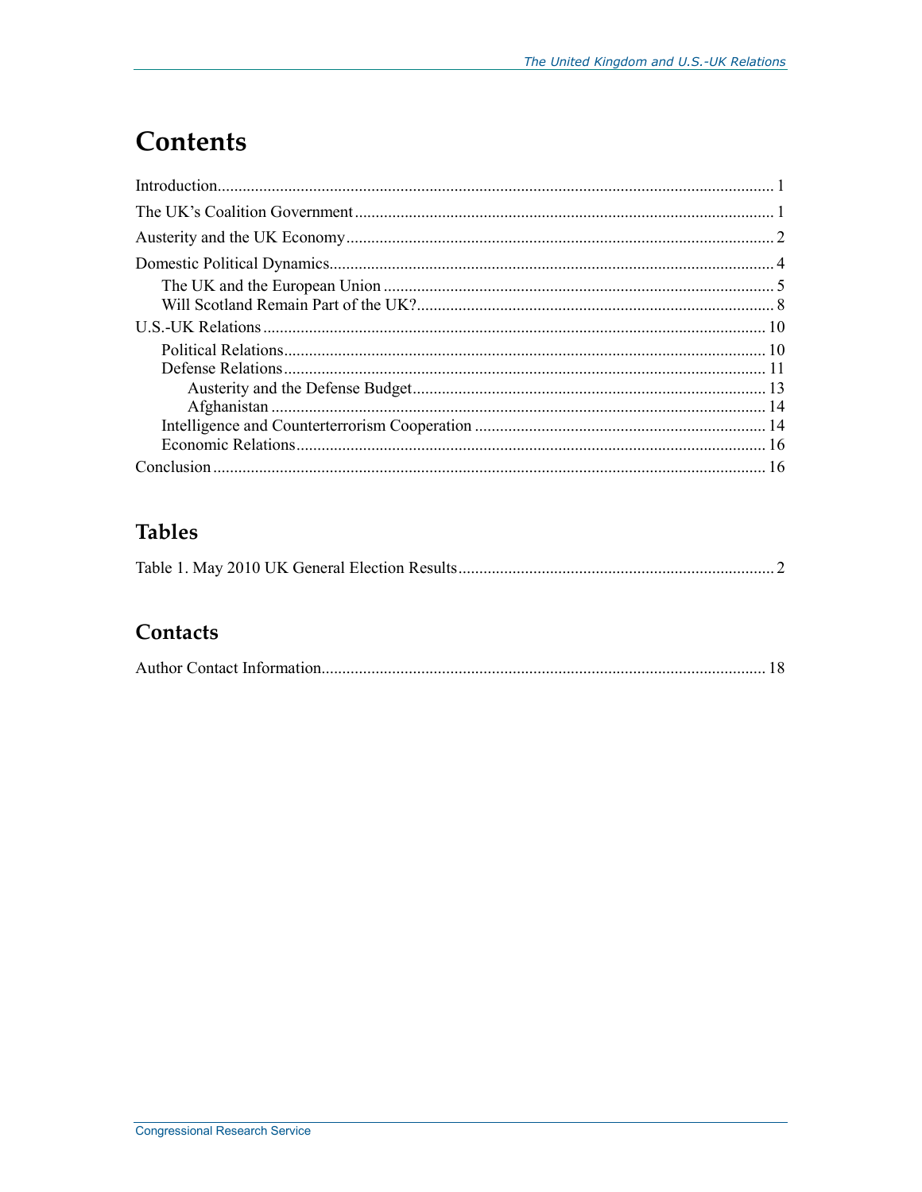# Contents

Introduction........................................................................................................................ 1

The UK's Coalition Government........................................................................................ 1

Austerity and the UK Economy.......................................................................................... 2

Domestic Political Dynamics.............................................................................................. 4

- The UK and the European Union ................................................................................. 5
- Will Scotland Remain Part of the UK?......................................................................... 8

U.S.-UK Relations............................................................................................................ 10

- Political Relations....................................................................................................... 10
- Defense Relations....................................................................................................... 11
  - Austerity and the Defense Budget........................................................................ 13
  - Afghanistan .......................................................................................................... 14
- Intelligence and Counterterrorism Cooperation ......................................................... 14
- Economic Relations.................................................................................................... 16

Conclusion ....................................................................................................................... 16

## Tables

Table 1. May 2010 UK General Election Results.............................................................. 2

## Contacts

Author Contact Information............................................................................................. 18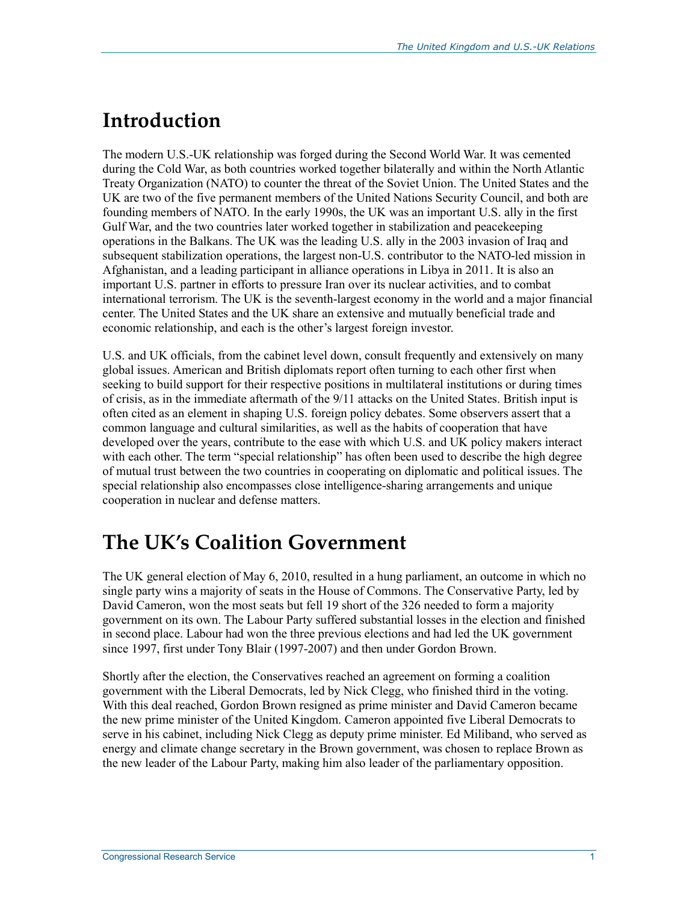# Introduction

The modern U.S.-UK relationship was forged during the Second World War. It was cemented during the Cold War, as both countries worked together bilaterally and within the North Atlantic Treaty Organization (NATO) to counter the threat of the Soviet Union. The United States and the UK are two of the five permanent members of the United Nations Security Council, and both are founding members of NATO. In the early 1990s, the UK was an important U.S. ally in the first Gulf War, and the two countries later worked together in stabilization and peacekeeping operations in the Balkans. The UK was the leading U.S. ally in the 2003 invasion of Iraq and subsequent stabilization operations, the largest non-U.S. contributor to the NATO-led mission in Afghanistan, and a leading participant in alliance operations in Libya in 2011. It is also an important U.S. partner in efforts to pressure Iran over its nuclear activities, and to combat international terrorism. The UK is the seventh-largest economy in the world and a major financial center. The United States and the UK share an extensive and mutually beneficial trade and economic relationship, and each is the other's largest foreign investor.

U.S. and UK officials, from the cabinet level down, consult frequently and extensively on many global issues. American and British diplomats report often turning to each other first when seeking to build support for their respective positions in multilateral institutions or during times of crisis, as in the immediate aftermath of the 9/11 attacks on the United States. British input is often cited as an element in shaping U.S. foreign policy debates. Some observers assert that a common language and cultural similarities, as well as the habits of cooperation that have developed over the years, contribute to the ease with which U.S. and UK policy makers interact with each other. The term "special relationship" has often been used to describe the high degree of mutual trust between the two countries in cooperating on diplomatic and political issues. The special relationship also encompasses close intelligence-sharing arrangements and unique cooperation in nuclear and defense matters.

# The UK's Coalition Government

The UK general election of May 6, 2010, resulted in a hung parliament, an outcome in which no single party wins a majority of seats in the House of Commons. The Conservative Party, led by David Cameron, won the most seats but fell 19 short of the 326 needed to form a majority government on its own. The Labour Party suffered substantial losses in the election and finished in second place. Labour had won the three previous elections and had led the UK government since 1997, first under Tony Blair (1997-2007) and then under Gordon Brown.

Shortly after the election, the Conservatives reached an agreement on forming a coalition government with the Liberal Democrats, led by Nick Clegg, who finished third in the voting. With this deal reached, Gordon Brown resigned as prime minister and David Cameron became the new prime minister of the United Kingdom. Cameron appointed five Liberal Democrats to serve in his cabinet, including Nick Clegg as deputy prime minister. Ed Miliband, who served as energy and climate change secretary in the Brown government, was chosen to replace Brown as the new leader of the Labour Party, making him also leader of the parliamentary opposition.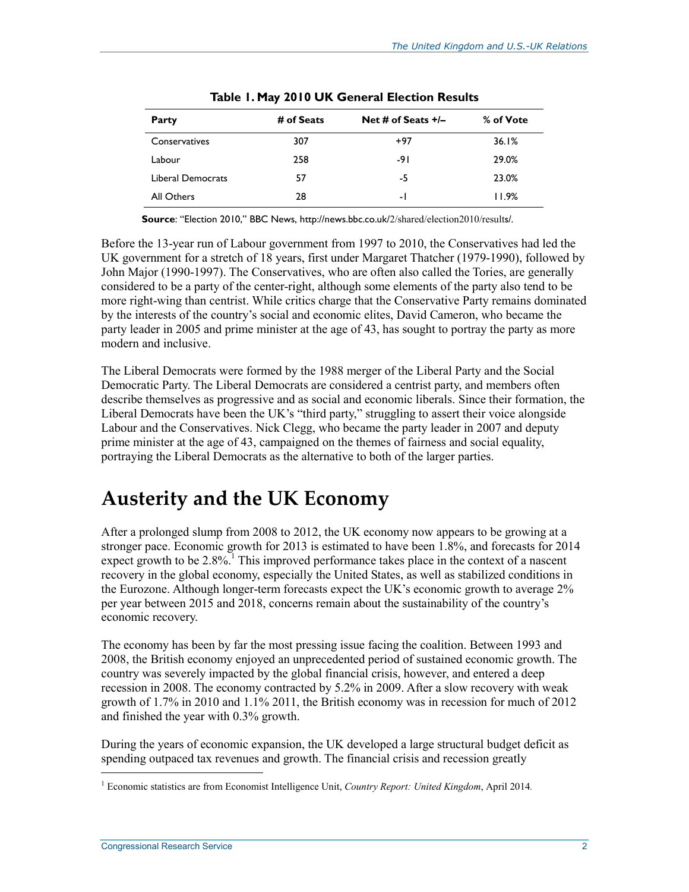**Table 1. May 2010 UK General Election Results**

| Party | # of Seats | Net # of Seats +/– | % of Vote |
| --- | --- | --- | --- |
| Conservatives | 307 | +97 | 36.1% |
| Labour | 258 | -91 | 29.0% |
| Liberal Democrats | 57 | -5 | 23.0% |
| All Others | 28 | -1 | 11.9% |

**Source**: "Election 2010," BBC News, http://news.bbc.co.uk/2/shared/election2010/results/.

Before the 13-year run of Labour government from 1997 to 2010, the Conservatives had led the UK government for a stretch of 18 years, first under Margaret Thatcher (1979-1990), followed by John Major (1990-1997). The Conservatives, who are often also called the Tories, are generally considered to be a party of the center-right, although some elements of the party also tend to be more right-wing than centrist. While critics charge that the Conservative Party remains dominated by the interests of the country's social and economic elites, David Cameron, who became the party leader in 2005 and prime minister at the age of 43, has sought to portray the party as more modern and inclusive.

The Liberal Democrats were formed by the 1988 merger of the Liberal Party and the Social Democratic Party. The Liberal Democrats are considered a centrist party, and members often describe themselves as progressive and as social and economic liberals. Since their formation, the Liberal Democrats have been the UK's "third party," struggling to assert their voice alongside Labour and the Conservatives. Nick Clegg, who became the party leader in 2007 and deputy prime minister at the age of 43, campaigned on the themes of fairness and social equality, portraying the Liberal Democrats as the alternative to both of the larger parties.

# Austerity and the UK Economy

After a prolonged slump from 2008 to 2012, the UK economy now appears to be growing at a stronger pace. Economic growth for 2013 is estimated to have been 1.8%, and forecasts for 2014 expect growth to be 2.8%.[1] This improved performance takes place in the context of a nascent recovery in the global economy, especially the United States, as well as stabilized conditions in the Eurozone. Although longer-term forecasts expect the UK's economic growth to average 2% per year between 2015 and 2018, concerns remain about the sustainability of the country's economic recovery.

The economy has been by far the most pressing issue facing the coalition. Between 1993 and 2008, the British economy enjoyed an unprecedented period of sustained economic growth. The country was severely impacted by the global financial crisis, however, and entered a deep recession in 2008. The economy contracted by 5.2% in 2009. After a slow recovery with weak growth of 1.7% in 2010 and 1.1% 2011, the British economy was in recession for much of 2012 and finished the year with 0.3% growth.

During the years of economic expansion, the UK developed a large structural budget deficit as spending outpaced tax revenues and growth. The financial crisis and recession greatly

[1] Economic statistics are from Economist Intelligence Unit, *Country Report: United Kingdom*, April 2014.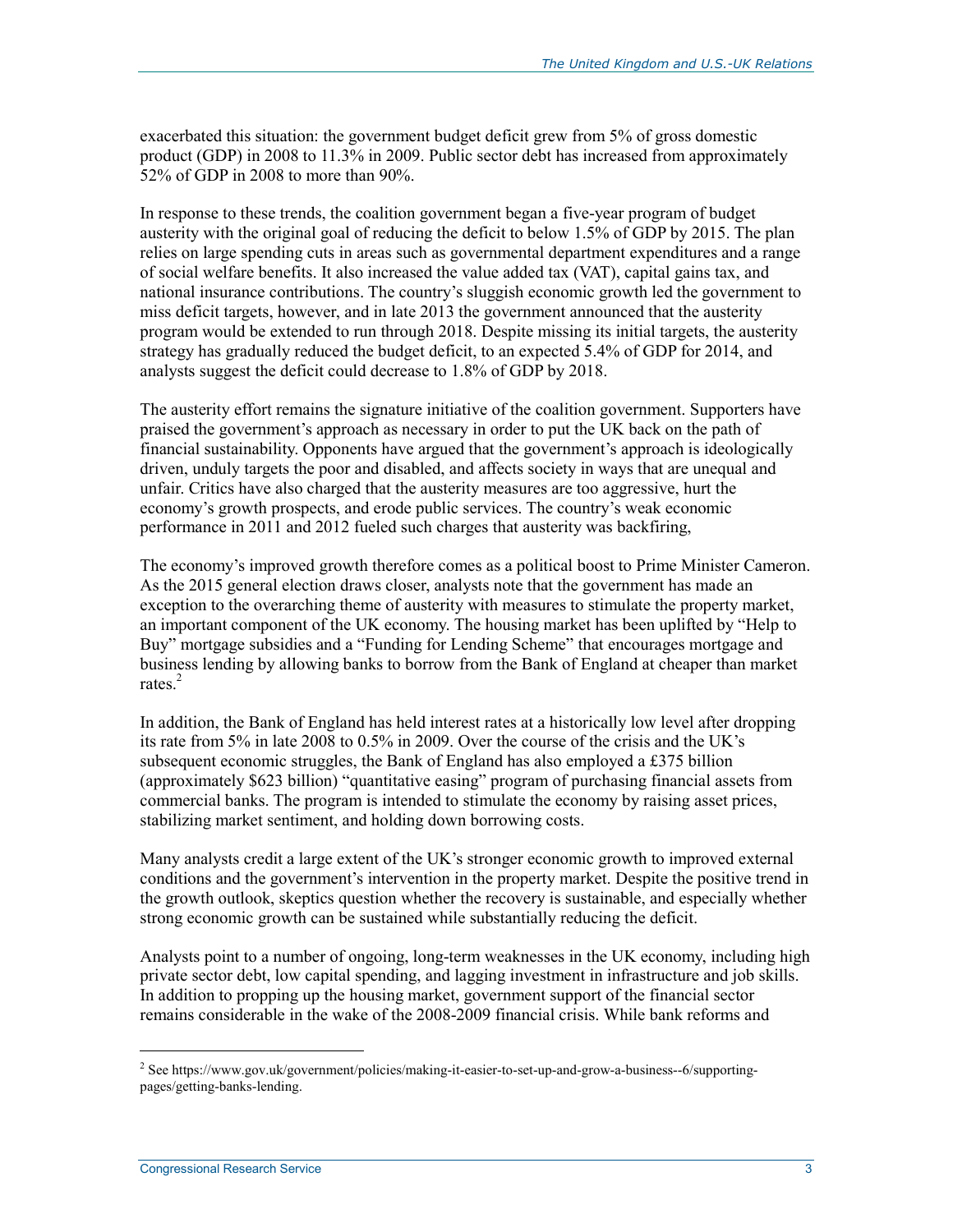exacerbated this situation: the government budget deficit grew from 5% of gross domestic product (GDP) in 2008 to 11.3% in 2009. Public sector debt has increased from approximately 52% of GDP in 2008 to more than 90%.

In response to these trends, the coalition government began a five-year program of budget austerity with the original goal of reducing the deficit to below 1.5% of GDP by 2015. The plan relies on large spending cuts in areas such as governmental department expenditures and a range of social welfare benefits. It also increased the value added tax (VAT), capital gains tax, and national insurance contributions. The country's sluggish economic growth led the government to miss deficit targets, however, and in late 2013 the government announced that the austerity program would be extended to run through 2018. Despite missing its initial targets, the austerity strategy has gradually reduced the budget deficit, to an expected 5.4% of GDP for 2014, and analysts suggest the deficit could decrease to 1.8% of GDP by 2018.

The austerity effort remains the signature initiative of the coalition government. Supporters have praised the government's approach as necessary in order to put the UK back on the path of financial sustainability. Opponents have argued that the government's approach is ideologically driven, unduly targets the poor and disabled, and affects society in ways that are unequal and unfair. Critics have also charged that the austerity measures are too aggressive, hurt the economy's growth prospects, and erode public services. The country's weak economic performance in 2011 and 2012 fueled such charges that austerity was backfiring,

The economy's improved growth therefore comes as a political boost to Prime Minister Cameron. As the 2015 general election draws closer, analysts note that the government has made an exception to the overarching theme of austerity with measures to stimulate the property market, an important component of the UK economy. The housing market has been uplifted by "Help to Buy" mortgage subsidies and a "Funding for Lending Scheme" that encourages mortgage and business lending by allowing banks to borrow from the Bank of England at cheaper than market rates.[2]

In addition, the Bank of England has held interest rates at a historically low level after dropping its rate from 5% in late 2008 to 0.5% in 2009. Over the course of the crisis and the UK's subsequent economic struggles, the Bank of England has also employed a £375 billion (approximately $623 billion) "quantitative easing" program of purchasing financial assets from commercial banks. The program is intended to stimulate the economy by raising asset prices, stabilizing market sentiment, and holding down borrowing costs.

Many analysts credit a large extent of the UK's stronger economic growth to improved external conditions and the government's intervention in the property market. Despite the positive trend in the growth outlook, skeptics question whether the recovery is sustainable, and especially whether strong economic growth can be sustained while substantially reducing the deficit.

Analysts point to a number of ongoing, long-term weaknesses in the UK economy, including high private sector debt, low capital spending, and lagging investment in infrastructure and job skills. In addition to propping up the housing market, government support of the financial sector remains considerable in the wake of the 2008-2009 financial crisis. While bank reforms and

---

[2] See https://www.gov.uk/government/policies/making-it-easier-to-set-up-and-grow-a-business--6/supporting-pages/getting-banks-lending.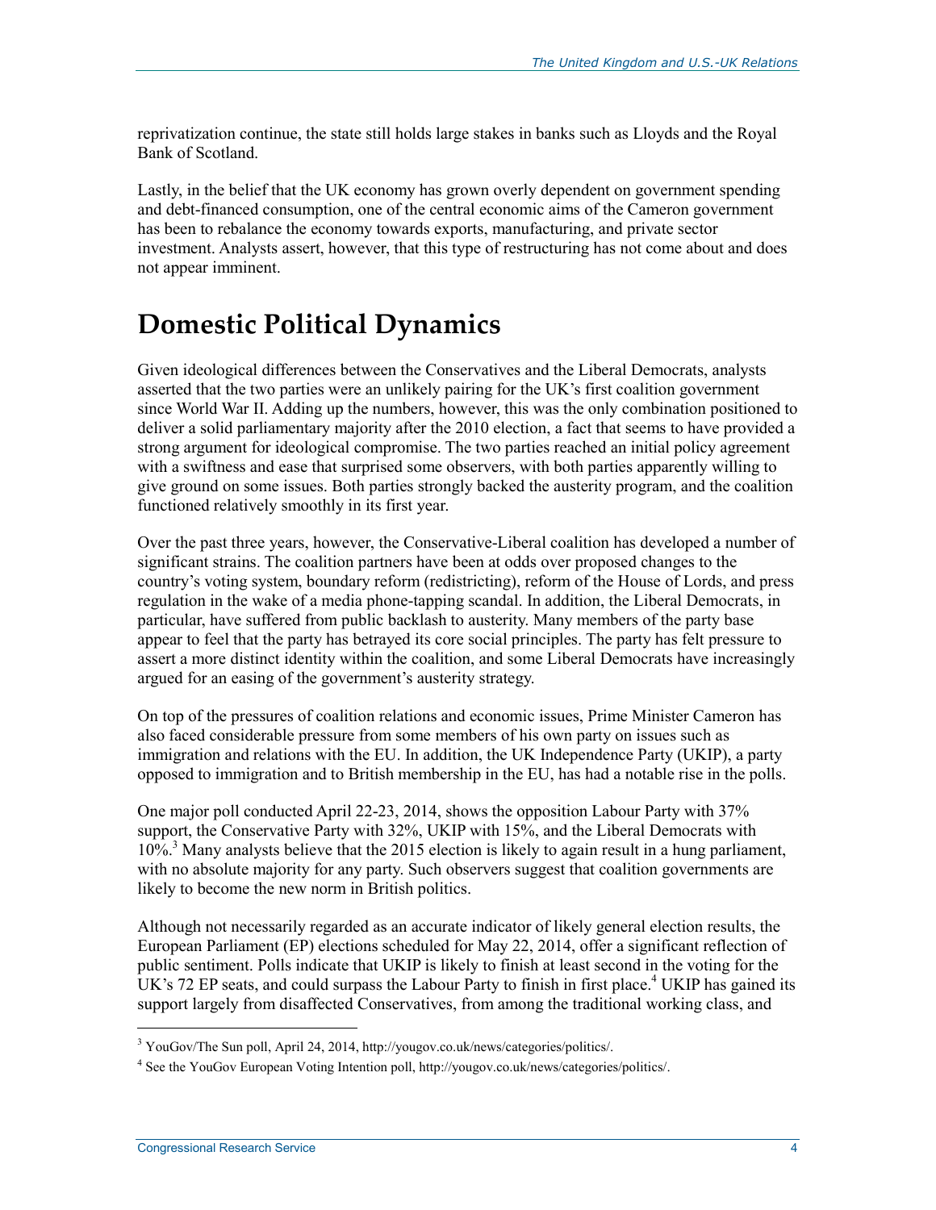reprivatization continue, the state still holds large stakes in banks such as Lloyds and the Royal Bank of Scotland.

Lastly, in the belief that the UK economy has grown overly dependent on government spending and debt-financed consumption, one of the central economic aims of the Cameron government has been to rebalance the economy towards exports, manufacturing, and private sector investment. Analysts assert, however, that this type of restructuring has not come about and does not appear imminent.

# Domestic Political Dynamics

Given ideological differences between the Conservatives and the Liberal Democrats, analysts asserted that the two parties were an unlikely pairing for the UK's first coalition government since World War II. Adding up the numbers, however, this was the only combination positioned to deliver a solid parliamentary majority after the 2010 election, a fact that seems to have provided a strong argument for ideological compromise. The two parties reached an initial policy agreement with a swiftness and ease that surprised some observers, with both parties apparently willing to give ground on some issues. Both parties strongly backed the austerity program, and the coalition functioned relatively smoothly in its first year.

Over the past three years, however, the Conservative-Liberal coalition has developed a number of significant strains. The coalition partners have been at odds over proposed changes to the country's voting system, boundary reform (redistricting), reform of the House of Lords, and press regulation in the wake of a media phone-tapping scandal. In addition, the Liberal Democrats, in particular, have suffered from public backlash to austerity. Many members of the party base appear to feel that the party has betrayed its core social principles. The party has felt pressure to assert a more distinct identity within the coalition, and some Liberal Democrats have increasingly argued for an easing of the government's austerity strategy.

On top of the pressures of coalition relations and economic issues, Prime Minister Cameron has also faced considerable pressure from some members of his own party on issues such as immigration and relations with the EU. In addition, the UK Independence Party (UKIP), a party opposed to immigration and to British membership in the EU, has had a notable rise in the polls.

One major poll conducted April 22-23, 2014, shows the opposition Labour Party with 37% support, the Conservative Party with 32%, UKIP with 15%, and the Liberal Democrats with 10%.[3] Many analysts believe that the 2015 election is likely to again result in a hung parliament, with no absolute majority for any party. Such observers suggest that coalition governments are likely to become the new norm in British politics.

Although not necessarily regarded as an accurate indicator of likely general election results, the European Parliament (EP) elections scheduled for May 22, 2014, offer a significant reflection of public sentiment. Polls indicate that UKIP is likely to finish at least second in the voting for the UK's 72 EP seats, and could surpass the Labour Party to finish in first place.[4] UKIP has gained its support largely from disaffected Conservatives, from among the traditional working class, and

---

[3] YouGov/The Sun poll, April 24, 2014, http://yougov.co.uk/news/categories/politics/.

[4] See the YouGov European Voting Intention poll, http://yougov.co.uk/news/categories/politics/.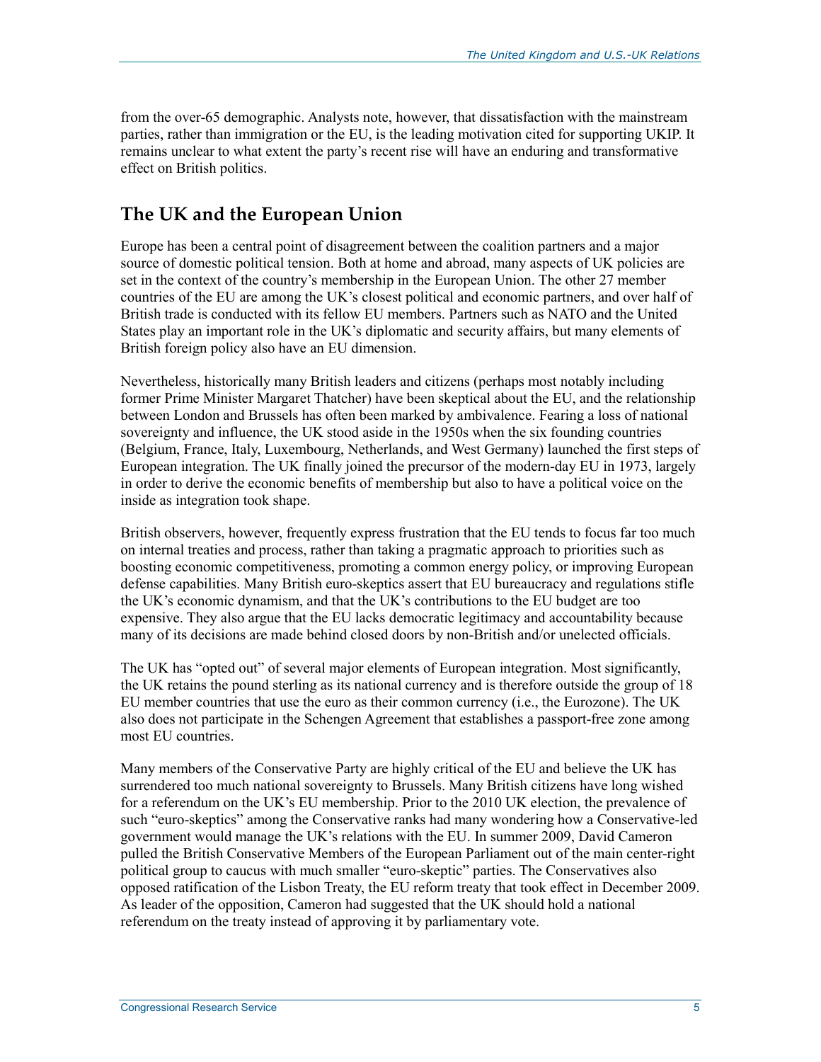from the over-65 demographic. Analysts note, however, that dissatisfaction with the mainstream parties, rather than immigration or the EU, is the leading motivation cited for supporting UKIP. It remains unclear to what extent the party's recent rise will have an enduring and transformative effect on British politics.

## The UK and the European Union

Europe has been a central point of disagreement between the coalition partners and a major source of domestic political tension. Both at home and abroad, many aspects of UK policies are set in the context of the country's membership in the European Union. The other 27 member countries of the EU are among the UK's closest political and economic partners, and over half of British trade is conducted with its fellow EU members. Partners such as NATO and the United States play an important role in the UK's diplomatic and security affairs, but many elements of British foreign policy also have an EU dimension.

Nevertheless, historically many British leaders and citizens (perhaps most notably including former Prime Minister Margaret Thatcher) have been skeptical about the EU, and the relationship between London and Brussels has often been marked by ambivalence. Fearing a loss of national sovereignty and influence, the UK stood aside in the 1950s when the six founding countries (Belgium, France, Italy, Luxembourg, Netherlands, and West Germany) launched the first steps of European integration. The UK finally joined the precursor of the modern-day EU in 1973, largely in order to derive the economic benefits of membership but also to have a political voice on the inside as integration took shape.

British observers, however, frequently express frustration that the EU tends to focus far too much on internal treaties and process, rather than taking a pragmatic approach to priorities such as boosting economic competitiveness, promoting a common energy policy, or improving European defense capabilities. Many British euro-skeptics assert that EU bureaucracy and regulations stifle the UK's economic dynamism, and that the UK's contributions to the EU budget are too expensive. They also argue that the EU lacks democratic legitimacy and accountability because many of its decisions are made behind closed doors by non-British and/or unelected officials.

The UK has "opted out" of several major elements of European integration. Most significantly, the UK retains the pound sterling as its national currency and is therefore outside the group of 18 EU member countries that use the euro as their common currency (i.e., the Eurozone). The UK also does not participate in the Schengen Agreement that establishes a passport-free zone among most EU countries.

Many members of the Conservative Party are highly critical of the EU and believe the UK has surrendered too much national sovereignty to Brussels. Many British citizens have long wished for a referendum on the UK's EU membership. Prior to the 2010 UK election, the prevalence of such "euro-skeptics" among the Conservative ranks had many wondering how a Conservative-led government would manage the UK's relations with the EU. In summer 2009, David Cameron pulled the British Conservative Members of the European Parliament out of the main center-right political group to caucus with much smaller "euro-skeptic" parties. The Conservatives also opposed ratification of the Lisbon Treaty, the EU reform treaty that took effect in December 2009. As leader of the opposition, Cameron had suggested that the UK should hold a national referendum on the treaty instead of approving it by parliamentary vote.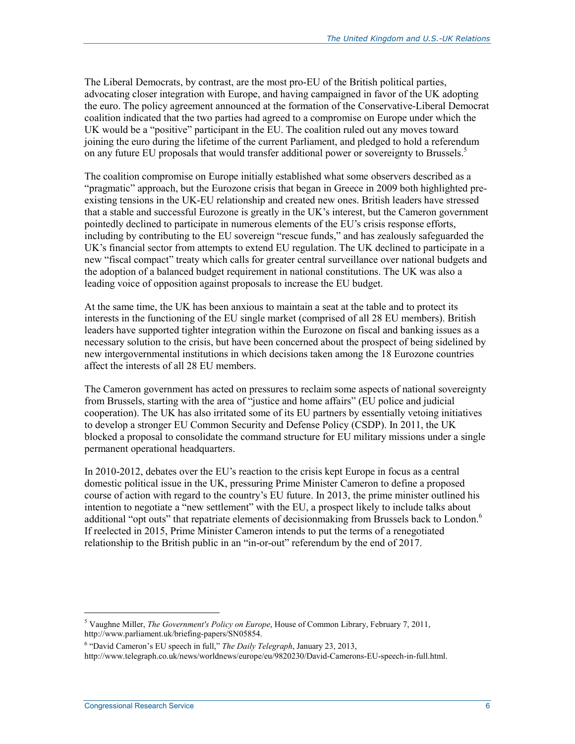The Liberal Democrats, by contrast, are the most pro-EU of the British political parties, advocating closer integration with Europe, and having campaigned in favor of the UK adopting the euro. The policy agreement announced at the formation of the Conservative-Liberal Democrat coalition indicated that the two parties had agreed to a compromise on Europe under which the UK would be a "positive" participant in the EU. The coalition ruled out any moves toward joining the euro during the lifetime of the current Parliament, and pledged to hold a referendum on any future EU proposals that would transfer additional power or sovereignty to Brussels.[5]

The coalition compromise on Europe initially established what some observers described as a "pragmatic" approach, but the Eurozone crisis that began in Greece in 2009 both highlighted pre-existing tensions in the UK-EU relationship and created new ones. British leaders have stressed that a stable and successful Eurozone is greatly in the UK's interest, but the Cameron government pointedly declined to participate in numerous elements of the EU's crisis response efforts, including by contributing to the EU sovereign "rescue funds," and has zealously safeguarded the UK's financial sector from attempts to extend EU regulation. The UK declined to participate in a new "fiscal compact" treaty which calls for greater central surveillance over national budgets and the adoption of a balanced budget requirement in national constitutions. The UK was also a leading voice of opposition against proposals to increase the EU budget.

At the same time, the UK has been anxious to maintain a seat at the table and to protect its interests in the functioning of the EU single market (comprised of all 28 EU members). British leaders have supported tighter integration within the Eurozone on fiscal and banking issues as a necessary solution to the crisis, but have been concerned about the prospect of being sidelined by new intergovernmental institutions in which decisions taken among the 18 Eurozone countries affect the interests of all 28 EU members.

The Cameron government has acted on pressures to reclaim some aspects of national sovereignty from Brussels, starting with the area of "justice and home affairs" (EU police and judicial cooperation). The UK has also irritated some of its EU partners by essentially vetoing initiatives to develop a stronger EU Common Security and Defense Policy (CSDP). In 2011, the UK blocked a proposal to consolidate the command structure for EU military missions under a single permanent operational headquarters.

In 2010-2012, debates over the EU's reaction to the crisis kept Europe in focus as a central domestic political issue in the UK, pressuring Prime Minister Cameron to define a proposed course of action with regard to the country's EU future. In 2013, the prime minister outlined his intention to negotiate a "new settlement" with the EU, a prospect likely to include talks about additional "opt outs" that repatriate elements of decisionmaking from Brussels back to London.[6] If reelected in 2015, Prime Minister Cameron intends to put the terms of a renegotiated relationship to the British public in an "in-or-out" referendum by the end of 2017.

---

[5] Vaughne Miller, *The Government's Policy on Europe*, House of Common Library, February 7, 2011, http://www.parliament.uk/briefing-papers/SN05854.

[6] "David Cameron's EU speech in full," *The Daily Telegraph*, January 23, 2013, http://www.telegraph.co.uk/news/worldnews/europe/eu/9820230/David-Camerons-EU-speech-in-full.html.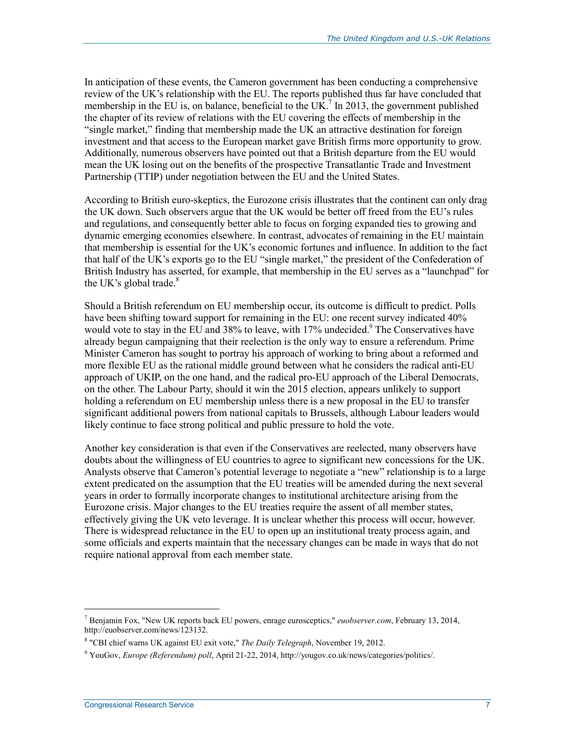In anticipation of these events, the Cameron government has been conducting a comprehensive review of the UK's relationship with the EU. The reports published thus far have concluded that membership in the EU is, on balance, beneficial to the UK.[7] In 2013, the government published the chapter of its review of relations with the EU covering the effects of membership in the "single market," finding that membership made the UK an attractive destination for foreign investment and that access to the European market gave British firms more opportunity to grow. Additionally, numerous observers have pointed out that a British departure from the EU would mean the UK losing out on the benefits of the prospective Transatlantic Trade and Investment Partnership (TTIP) under negotiation between the EU and the United States.

According to British euro-skeptics, the Eurozone crisis illustrates that the continent can only drag the UK down. Such observers argue that the UK would be better off freed from the EU's rules and regulations, and consequently better able to focus on forging expanded ties to growing and dynamic emerging economies elsewhere. In contrast, advocates of remaining in the EU maintain that membership is essential for the UK's economic fortunes and influence. In addition to the fact that half of the UK's exports go to the EU "single market," the president of the Confederation of British Industry has asserted, for example, that membership in the EU serves as a "launchpad" for the UK's global trade.[8]

Should a British referendum on EU membership occur, its outcome is difficult to predict. Polls have been shifting toward support for remaining in the EU: one recent survey indicated 40% would vote to stay in the EU and 38% to leave, with 17% undecided.[9] The Conservatives have already begun campaigning that their reelection is the only way to ensure a referendum. Prime Minister Cameron has sought to portray his approach of working to bring about a reformed and more flexible EU as the rational middle ground between what he considers the radical anti-EU approach of UKIP, on the one hand, and the radical pro-EU approach of the Liberal Democrats, on the other. The Labour Party, should it win the 2015 election, appears unlikely to support holding a referendum on EU membership unless there is a new proposal in the EU to transfer significant additional powers from national capitals to Brussels, although Labour leaders would likely continue to face strong political and public pressure to hold the vote.

Another key consideration is that even if the Conservatives are reelected, many observers have doubts about the willingness of EU countries to agree to significant new concessions for the UK. Analysts observe that Cameron's potential leverage to negotiate a "new" relationship is to a large extent predicated on the assumption that the EU treaties will be amended during the next several years in order to formally incorporate changes to institutional architecture arising from the Eurozone crisis. Major changes to the EU treaties require the assent of all member states, effectively giving the UK veto leverage. It is unclear whether this process will occur, however. There is widespread reluctance in the EU to open up an institutional treaty process again, and some officials and experts maintain that the necessary changes can be made in ways that do not require national approval from each member state.

---

[7] Benjamin Fox, "New UK reports back EU powers, enrage eurosceptics," *euobserver.com*, February 13, 2014, http://euobserver.com/news/123132.

[8] "CBI chief warns UK against EU exit vote," *The Daily Telegraph*, November 19, 2012.

[9] YouGov, *Europe (Referendum) poll*, April 21-22, 2014, http://yougov.co.uk/news/categories/politics/.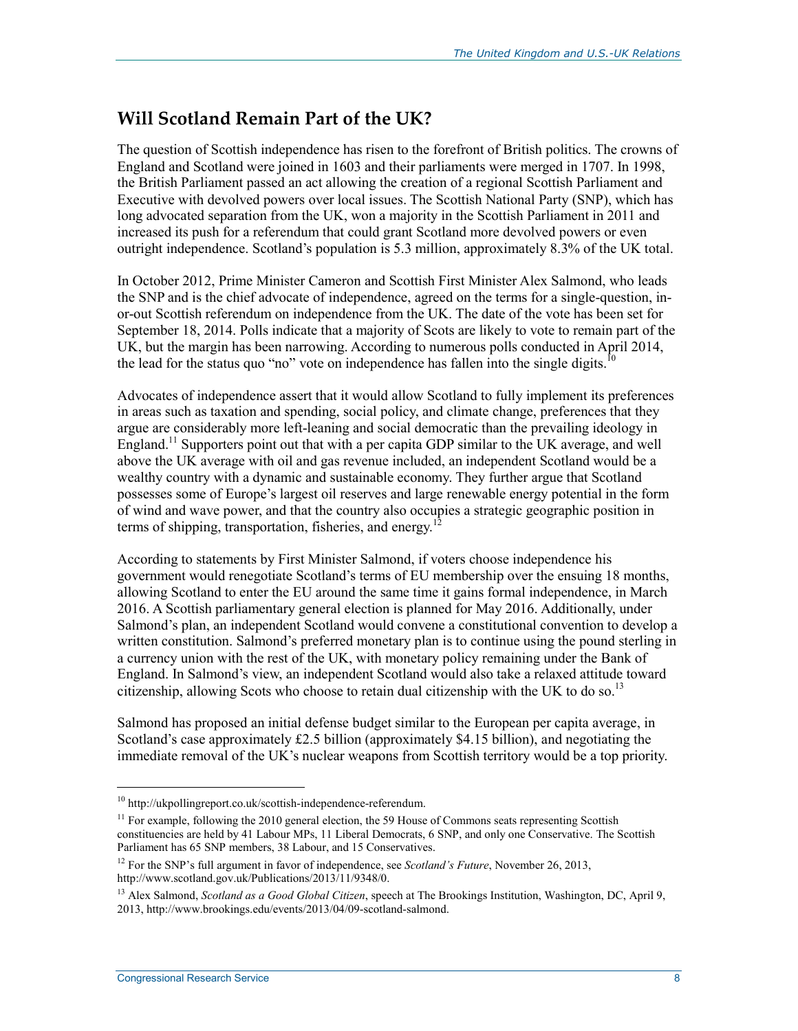## Will Scotland Remain Part of the UK?

The question of Scottish independence has risen to the forefront of British politics. The crowns of England and Scotland were joined in 1603 and their parliaments were merged in 1707. In 1998, the British Parliament passed an act allowing the creation of a regional Scottish Parliament and Executive with devolved powers over local issues. The Scottish National Party (SNP), which has long advocated separation from the UK, won a majority in the Scottish Parliament in 2011 and increased its push for a referendum that could grant Scotland more devolved powers or even outright independence. Scotland's population is 5.3 million, approximately 8.3% of the UK total.

In October 2012, Prime Minister Cameron and Scottish First Minister Alex Salmond, who leads the SNP and is the chief advocate of independence, agreed on the terms for a single-question, in-or-out Scottish referendum on independence from the UK. The date of the vote has been set for September 18, 2014. Polls indicate that a majority of Scots are likely to vote to remain part of the UK, but the margin has been narrowing. According to numerous polls conducted in April 2014, the lead for the status quo "no" vote on independence has fallen into the single digits.[10]

Advocates of independence assert that it would allow Scotland to fully implement its preferences in areas such as taxation and spending, social policy, and climate change, preferences that they argue are considerably more left-leaning and social democratic than the prevailing ideology in England.[11] Supporters point out that with a per capita GDP similar to the UK average, and well above the UK average with oil and gas revenue included, an independent Scotland would be a wealthy country with a dynamic and sustainable economy. They further argue that Scotland possesses some of Europe's largest oil reserves and large renewable energy potential in the form of wind and wave power, and that the country also occupies a strategic geographic position in terms of shipping, transportation, fisheries, and energy.[12]

According to statements by First Minister Salmond, if voters choose independence his government would renegotiate Scotland's terms of EU membership over the ensuing 18 months, allowing Scotland to enter the EU around the same time it gains formal independence, in March 2016. A Scottish parliamentary general election is planned for May 2016. Additionally, under Salmond's plan, an independent Scotland would convene a constitutional convention to develop a written constitution. Salmond's preferred monetary plan is to continue using the pound sterling in a currency union with the rest of the UK, with monetary policy remaining under the Bank of England. In Salmond's view, an independent Scotland would also take a relaxed attitude toward citizenship, allowing Scots who choose to retain dual citizenship with the UK to do so.[13]

Salmond has proposed an initial defense budget similar to the European per capita average, in Scotland's case approximately £2.5 billion (approximately $4.15 billion), and negotiating the immediate removal of the UK's nuclear weapons from Scottish territory would be a top priority.

---

[10] http://ukpollingreport.co.uk/scottish-independence-referendum.

[11] For example, following the 2010 general election, the 59 House of Commons seats representing Scottish constituencies are held by 41 Labour MPs, 11 Liberal Democrats, 6 SNP, and only one Conservative. The Scottish Parliament has 65 SNP members, 38 Labour, and 15 Conservatives.

[12] For the SNP's full argument in favor of independence, see *Scotland's Future*, November 26, 2013, http://www.scotland.gov.uk/Publications/2013/11/9348/0.

[13] Alex Salmond, *Scotland as a Good Global Citizen*, speech at The Brookings Institution, Washington, DC, April 9, 2013, http://www.brookings.edu/events/2013/04/09-scotland-salmond.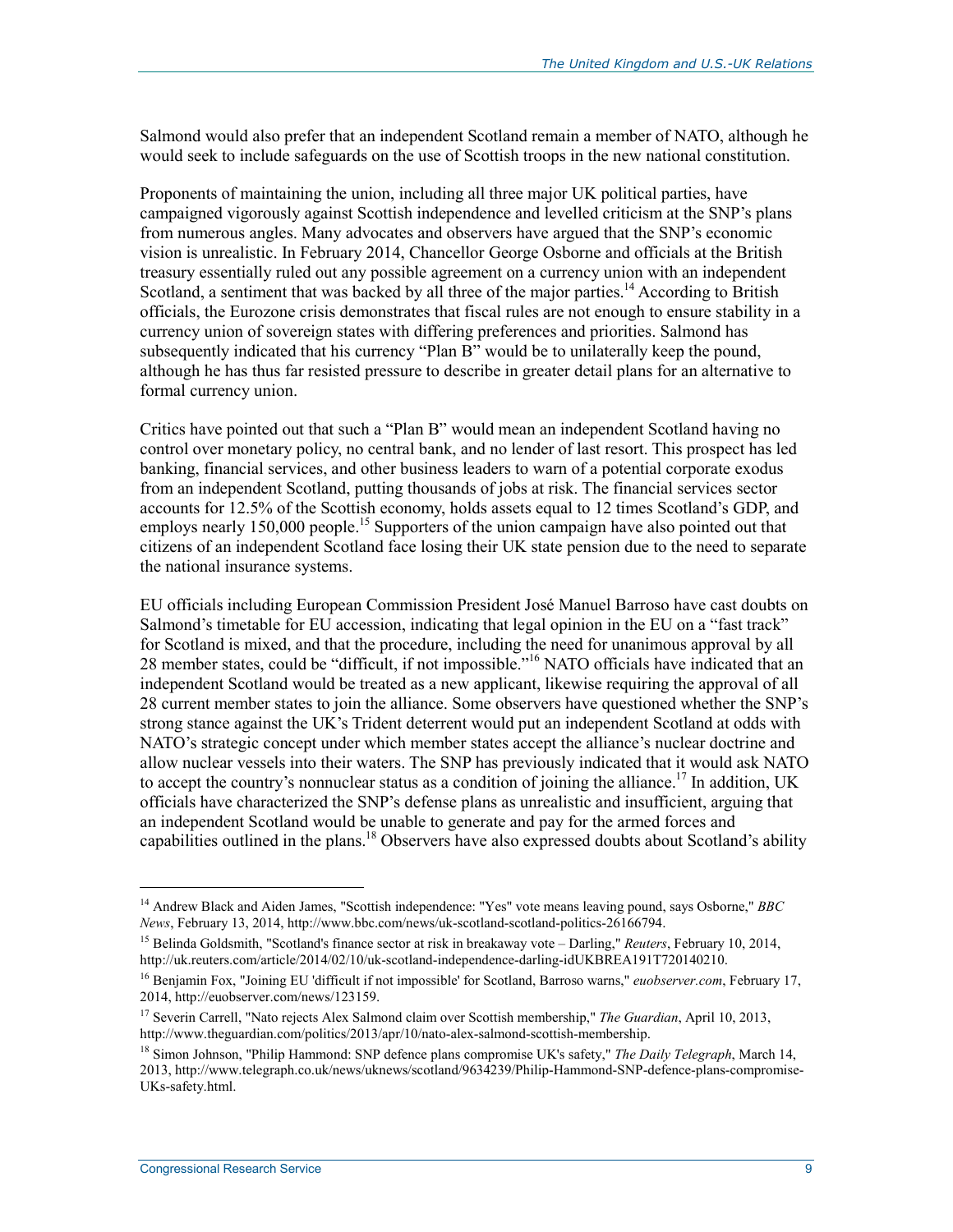Salmond would also prefer that an independent Scotland remain a member of NATO, although he would seek to include safeguards on the use of Scottish troops in the new national constitution.

Proponents of maintaining the union, including all three major UK political parties, have campaigned vigorously against Scottish independence and levelled criticism at the SNP's plans from numerous angles. Many advocates and observers have argued that the SNP's economic vision is unrealistic. In February 2014, Chancellor George Osborne and officials at the British treasury essentially ruled out any possible agreement on a currency union with an independent Scotland, a sentiment that was backed by all three of the major parties.[14] According to British officials, the Eurozone crisis demonstrates that fiscal rules are not enough to ensure stability in a currency union of sovereign states with differing preferences and priorities. Salmond has subsequently indicated that his currency "Plan B" would be to unilaterally keep the pound, although he has thus far resisted pressure to describe in greater detail plans for an alternative to formal currency union.

Critics have pointed out that such a "Plan B" would mean an independent Scotland having no control over monetary policy, no central bank, and no lender of last resort. This prospect has led banking, financial services, and other business leaders to warn of a potential corporate exodus from an independent Scotland, putting thousands of jobs at risk. The financial services sector accounts for 12.5% of the Scottish economy, holds assets equal to 12 times Scotland's GDP, and employs nearly 150,000 people.[15] Supporters of the union campaign have also pointed out that citizens of an independent Scotland face losing their UK state pension due to the need to separate the national insurance systems.

EU officials including European Commission President José Manuel Barroso have cast doubts on Salmond's timetable for EU accession, indicating that legal opinion in the EU on a "fast track" for Scotland is mixed, and that the procedure, including the need for unanimous approval by all 28 member states, could be "difficult, if not impossible."[16] NATO officials have indicated that an independent Scotland would be treated as a new applicant, likewise requiring the approval of all 28 current member states to join the alliance. Some observers have questioned whether the SNP's strong stance against the UK's Trident deterrent would put an independent Scotland at odds with NATO's strategic concept under which member states accept the alliance's nuclear doctrine and allow nuclear vessels into their waters. The SNP has previously indicated that it would ask NATO to accept the country's nonnuclear status as a condition of joining the alliance.[17] In addition, UK officials have characterized the SNP's defense plans as unrealistic and insufficient, arguing that an independent Scotland would be unable to generate and pay for the armed forces and capabilities outlined in the plans.[18] Observers have also expressed doubts about Scotland's ability

---

[14] Andrew Black and Aiden James, "Scottish independence: "Yes" vote means leaving pound, says Osborne," *BBC News*, February 13, 2014, http://www.bbc.com/news/uk-scotland-scotland-politics-26166794.

[15] Belinda Goldsmith, "Scotland's finance sector at risk in breakaway vote – Darling," *Reuters*, February 10, 2014, http://uk.reuters.com/article/2014/02/10/uk-scotland-independence-darling-idUKBREA191T720140210.

[16] Benjamin Fox, "Joining EU 'difficult if not impossible' for Scotland, Barroso warns," *euobserver.com*, February 17, 2014, http://euobserver.com/news/123159.

[17] Severin Carrell, "Nato rejects Alex Salmond claim over Scottish membership," *The Guardian*, April 10, 2013, http://www.theguardian.com/politics/2013/apr/10/nato-alex-salmond-scottish-membership.

[18] Simon Johnson, "Philip Hammond: SNP defence plans compromise UK's safety," *The Daily Telegraph*, March 14, 2013, http://www.telegraph.co.uk/news/uknews/scotland/9634239/Philip-Hammond-SNP-defence-plans-compromise-UKs-safety.html.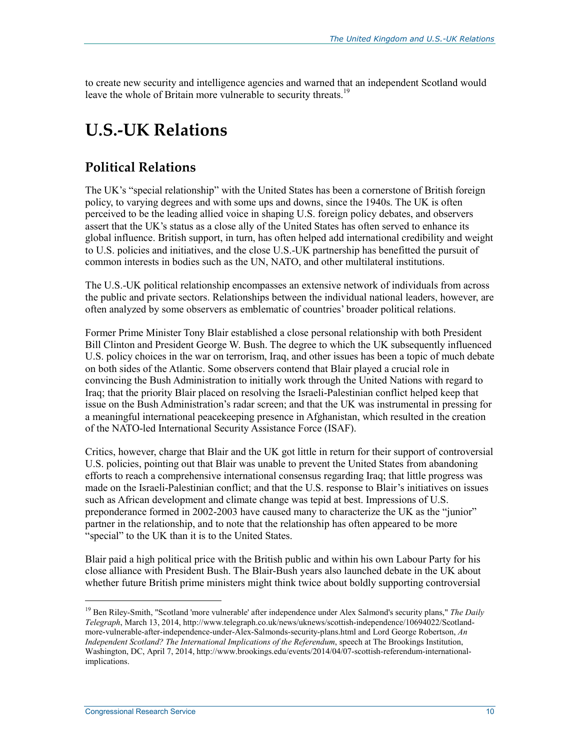to create new security and intelligence agencies and warned that an independent Scotland would leave the whole of Britain more vulnerable to security threats.[19]

# U.S.-UK Relations

## Political Relations

The UK's "special relationship" with the United States has been a cornerstone of British foreign policy, to varying degrees and with some ups and downs, since the 1940s. The UK is often perceived to be the leading allied voice in shaping U.S. foreign policy debates, and observers assert that the UK's status as a close ally of the United States has often served to enhance its global influence. British support, in turn, has often helped add international credibility and weight to U.S. policies and initiatives, and the close U.S.-UK partnership has benefitted the pursuit of common interests in bodies such as the UN, NATO, and other multilateral institutions.

The U.S.-UK political relationship encompasses an extensive network of individuals from across the public and private sectors. Relationships between the individual national leaders, however, are often analyzed by some observers as emblematic of countries' broader political relations.

Former Prime Minister Tony Blair established a close personal relationship with both President Bill Clinton and President George W. Bush. The degree to which the UK subsequently influenced U.S. policy choices in the war on terrorism, Iraq, and other issues has been a topic of much debate on both sides of the Atlantic. Some observers contend that Blair played a crucial role in convincing the Bush Administration to initially work through the United Nations with regard to Iraq; that the priority Blair placed on resolving the Israeli-Palestinian conflict helped keep that issue on the Bush Administration's radar screen; and that the UK was instrumental in pressing for a meaningful international peacekeeping presence in Afghanistan, which resulted in the creation of the NATO-led International Security Assistance Force (ISAF).

Critics, however, charge that Blair and the UK got little in return for their support of controversial U.S. policies, pointing out that Blair was unable to prevent the United States from abandoning efforts to reach a comprehensive international consensus regarding Iraq; that little progress was made on the Israeli-Palestinian conflict; and that the U.S. response to Blair's initiatives on issues such as African development and climate change was tepid at best. Impressions of U.S. preponderance formed in 2002-2003 have caused many to characterize the UK as the "junior" partner in the relationship, and to note that the relationship has often appeared to be more "special" to the UK than it is to the United States.

Blair paid a high political price with the British public and within his own Labour Party for his close alliance with President Bush. The Blair-Bush years also launched debate in the UK about whether future British prime ministers might think twice about boldly supporting controversial

---

[19] Ben Riley-Smith, "Scotland 'more vulnerable' after independence under Alex Salmond's security plans," *The Daily Telegraph*, March 13, 2014, http://www.telegraph.co.uk/news/uknews/scottish-independence/10694022/Scotland-more-vulnerable-after-independence-under-Alex-Salmonds-security-plans.html and Lord George Robertson, *An Independent Scotland? The International Implications of the Referendum*, speech at The Brookings Institution, Washington, DC, April 7, 2014, http://www.brookings.edu/events/2014/04/07-scottish-referendum-international-implications.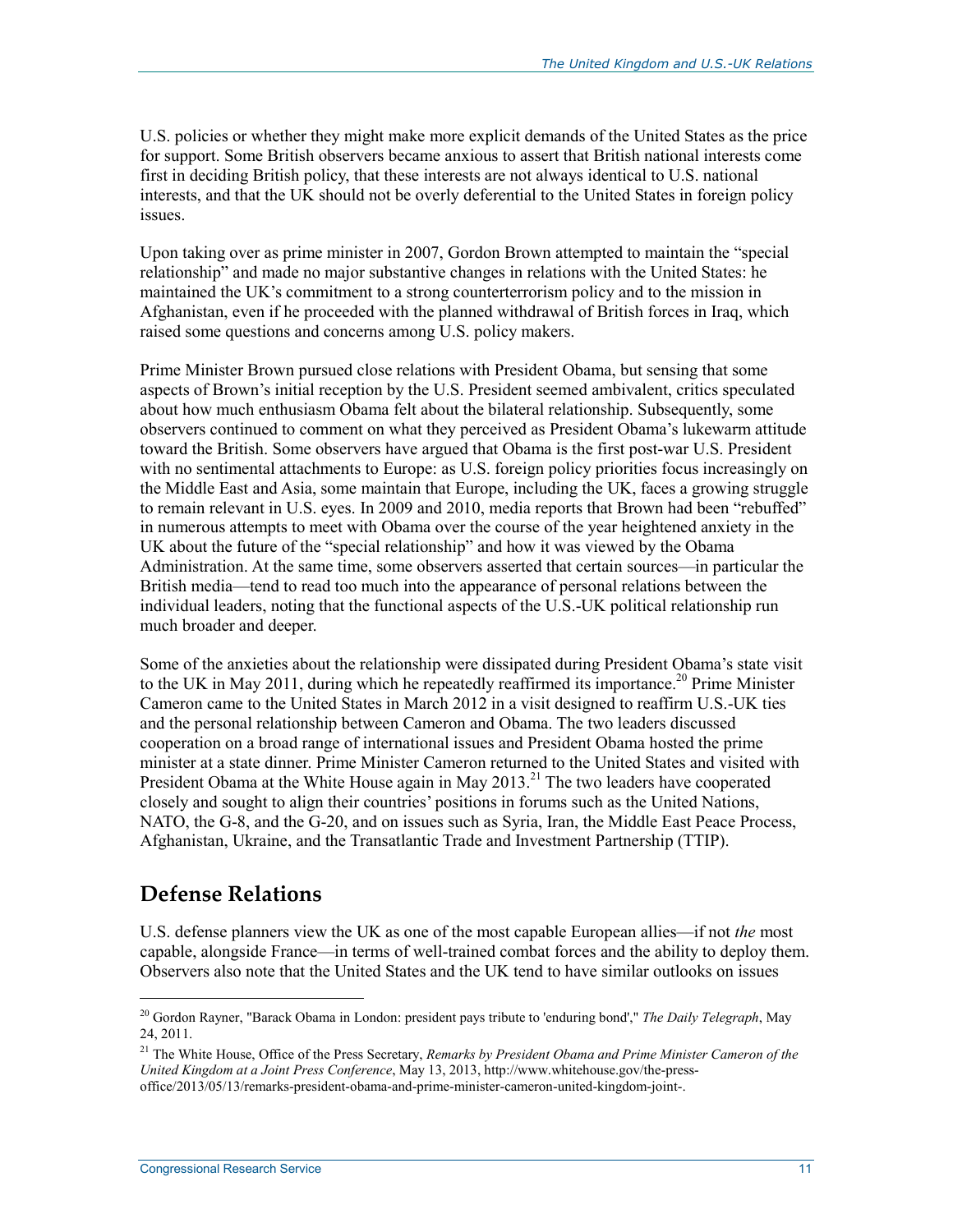U.S. policies or whether they might make more explicit demands of the United States as the price for support. Some British observers became anxious to assert that British national interests come first in deciding British policy, that these interests are not always identical to U.S. national interests, and that the UK should not be overly deferential to the United States in foreign policy issues.

Upon taking over as prime minister in 2007, Gordon Brown attempted to maintain the "special relationship" and made no major substantive changes in relations with the United States: he maintained the UK's commitment to a strong counterterrorism policy and to the mission in Afghanistan, even if he proceeded with the planned withdrawal of British forces in Iraq, which raised some questions and concerns among U.S. policy makers.

Prime Minister Brown pursued close relations with President Obama, but sensing that some aspects of Brown's initial reception by the U.S. President seemed ambivalent, critics speculated about how much enthusiasm Obama felt about the bilateral relationship. Subsequently, some observers continued to comment on what they perceived as President Obama's lukewarm attitude toward the British. Some observers have argued that Obama is the first post-war U.S. President with no sentimental attachments to Europe: as U.S. foreign policy priorities focus increasingly on the Middle East and Asia, some maintain that Europe, including the UK, faces a growing struggle to remain relevant in U.S. eyes. In 2009 and 2010, media reports that Brown had been "rebuffed" in numerous attempts to meet with Obama over the course of the year heightened anxiety in the UK about the future of the "special relationship" and how it was viewed by the Obama Administration. At the same time, some observers asserted that certain sources—in particular the British media—tend to read too much into the appearance of personal relations between the individual leaders, noting that the functional aspects of the U.S.-UK political relationship run much broader and deeper.

Some of the anxieties about the relationship were dissipated during President Obama's state visit to the UK in May 2011, during which he repeatedly reaffirmed its importance.[20] Prime Minister Cameron came to the United States in March 2012 in a visit designed to reaffirm U.S.-UK ties and the personal relationship between Cameron and Obama. The two leaders discussed cooperation on a broad range of international issues and President Obama hosted the prime minister at a state dinner. Prime Minister Cameron returned to the United States and visited with President Obama at the White House again in May 2013.[21] The two leaders have cooperated closely and sought to align their countries' positions in forums such as the United Nations, NATO, the G-8, and the G-20, and on issues such as Syria, Iran, the Middle East Peace Process, Afghanistan, Ukraine, and the Transatlantic Trade and Investment Partnership (TTIP).

## Defense Relations

U.S. defense planners view the UK as one of the most capable European allies—if not *the* most capable, alongside France—in terms of well-trained combat forces and the ability to deploy them. Observers also note that the United States and the UK tend to have similar outlooks on issues

---

[20] Gordon Rayner, "Barack Obama in London: president pays tribute to 'enduring bond'," *The Daily Telegraph*, May 24, 2011.

[21] The White House, Office of the Press Secretary, *Remarks by President Obama and Prime Minister Cameron of the United Kingdom at a Joint Press Conference*, May 13, 2013, http://www.whitehouse.gov/the-press-office/2013/05/13/remarks-president-obama-and-prime-minister-cameron-united-kingdom-joint-.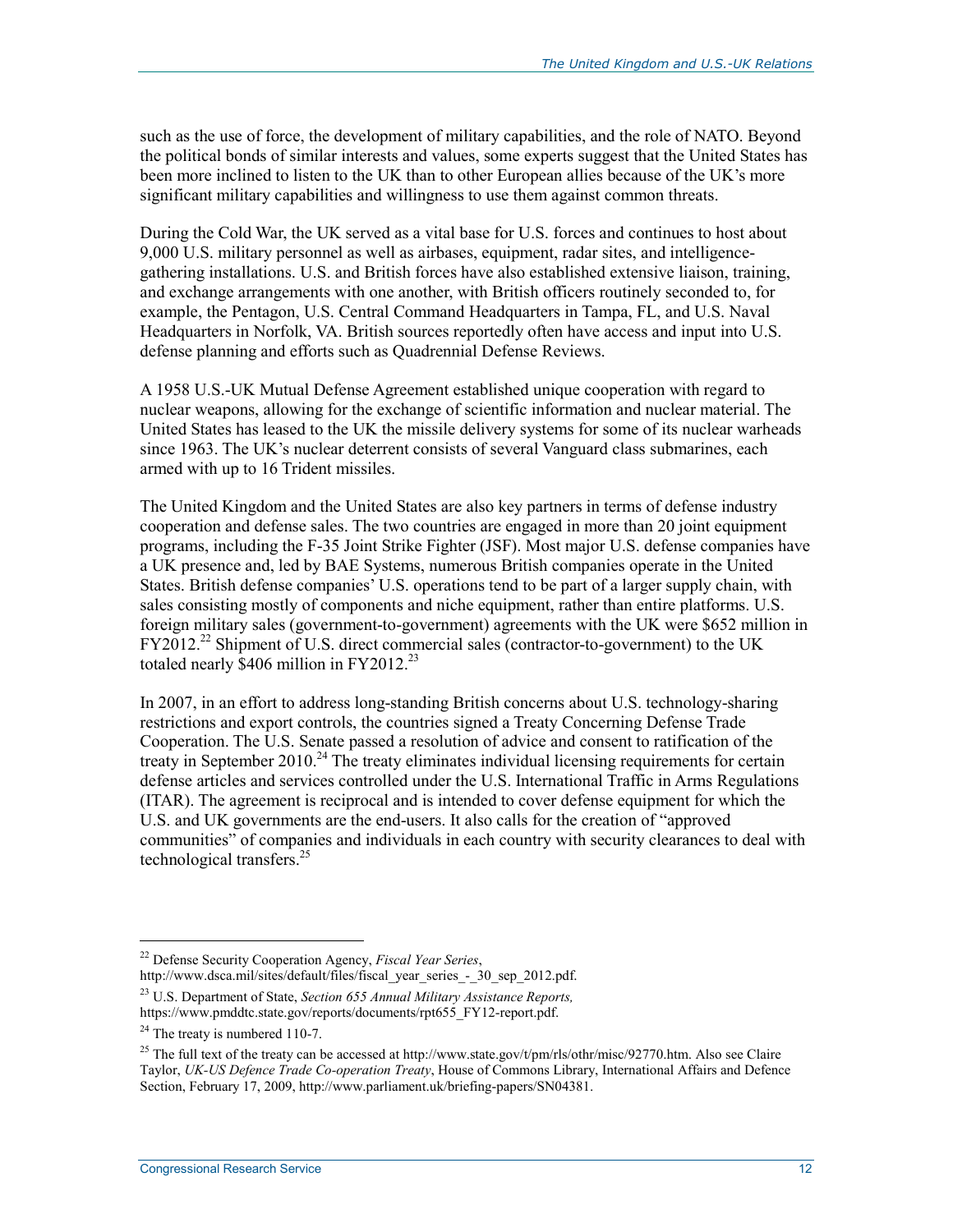such as the use of force, the development of military capabilities, and the role of NATO. Beyond the political bonds of similar interests and values, some experts suggest that the United States has been more inclined to listen to the UK than to other European allies because of the UK's more significant military capabilities and willingness to use them against common threats.

During the Cold War, the UK served as a vital base for U.S. forces and continues to host about 9,000 U.S. military personnel as well as airbases, equipment, radar sites, and intelligence-gathering installations. U.S. and British forces have also established extensive liaison, training, and exchange arrangements with one another, with British officers routinely seconded to, for example, the Pentagon, U.S. Central Command Headquarters in Tampa, FL, and U.S. Naval Headquarters in Norfolk, VA. British sources reportedly often have access and input into U.S. defense planning and efforts such as Quadrennial Defense Reviews.

A 1958 U.S.-UK Mutual Defense Agreement established unique cooperation with regard to nuclear weapons, allowing for the exchange of scientific information and nuclear material. The United States has leased to the UK the missile delivery systems for some of its nuclear warheads since 1963. The UK's nuclear deterrent consists of several Vanguard class submarines, each armed with up to 16 Trident missiles.

The United Kingdom and the United States are also key partners in terms of defense industry cooperation and defense sales. The two countries are engaged in more than 20 joint equipment programs, including the F-35 Joint Strike Fighter (JSF). Most major U.S. defense companies have a UK presence and, led by BAE Systems, numerous British companies operate in the United States. British defense companies' U.S. operations tend to be part of a larger supply chain, with sales consisting mostly of components and niche equipment, rather than entire platforms. U.S. foreign military sales (government-to-government) agreements with the UK were $652 million in FY2012.[22] Shipment of U.S. direct commercial sales (contractor-to-government) to the UK totaled nearly $406 million in FY2012.[23]

In 2007, in an effort to address long-standing British concerns about U.S. technology-sharing restrictions and export controls, the countries signed a Treaty Concerning Defense Trade Cooperation. The U.S. Senate passed a resolution of advice and consent to ratification of the treaty in September 2010.[24] The treaty eliminates individual licensing requirements for certain defense articles and services controlled under the U.S. International Traffic in Arms Regulations (ITAR). The agreement is reciprocal and is intended to cover defense equipment for which the U.S. and UK governments are the end-users. It also calls for the creation of "approved communities" of companies and individuals in each country with security clearances to deal with technological transfers.[25]

---

[22] Defense Security Cooperation Agency, *Fiscal Year Series*, http://www.dsca.mil/sites/default/files/fiscal_year_series_-_30_sep_2012.pdf.

[23] U.S. Department of State, *Section 655 Annual Military Assistance Reports,* https://www.pmddtc.state.gov/reports/documents/rpt655_FY12-report.pdf.

[24] The treaty is numbered 110-7.

[25] The full text of the treaty can be accessed at http://www.state.gov/t/pm/rls/othr/misc/92770.htm. Also see Claire Taylor, *UK-US Defence Trade Co-operation Treaty*, House of Commons Library, International Affairs and Defence Section, February 17, 2009, http://www.parliament.uk/briefing-papers/SN04381.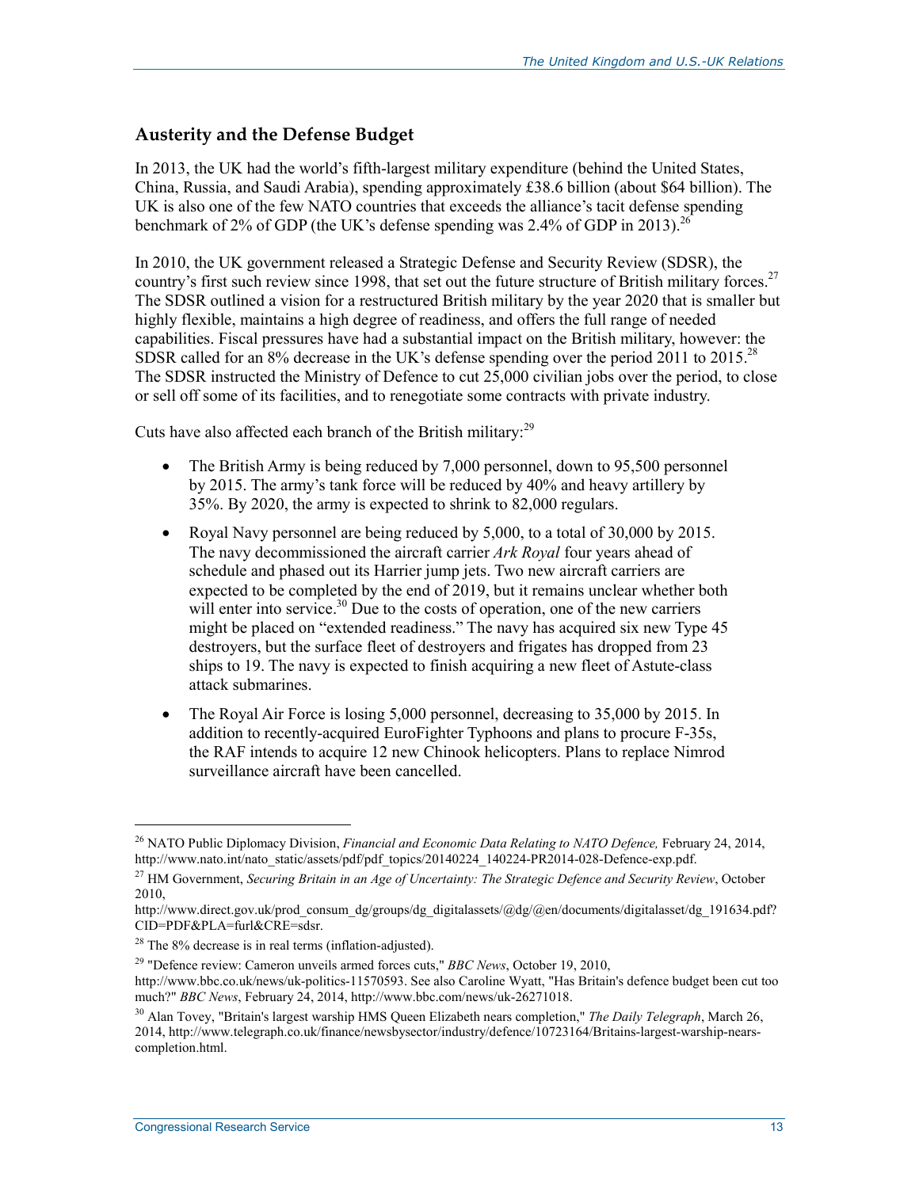## Austerity and the Defense Budget

In 2013, the UK had the world's fifth-largest military expenditure (behind the United States, China, Russia, and Saudi Arabia), spending approximately £38.6 billion (about $64 billion). The UK is also one of the few NATO countries that exceeds the alliance's tacit defense spending benchmark of 2% of GDP (the UK's defense spending was 2.4% of GDP in 2013).[26]

In 2010, the UK government released a Strategic Defense and Security Review (SDSR), the country's first such review since 1998, that set out the future structure of British military forces.[27] The SDSR outlined a vision for a restructured British military by the year 2020 that is smaller but highly flexible, maintains a high degree of readiness, and offers the full range of needed capabilities. Fiscal pressures have had a substantial impact on the British military, however: the SDSR called for an 8% decrease in the UK's defense spending over the period 2011 to 2015.[28] The SDSR instructed the Ministry of Defence to cut 25,000 civilian jobs over the period, to close or sell off some of its facilities, and to renegotiate some contracts with private industry.

Cuts have also affected each branch of the British military:[29]

- The British Army is being reduced by 7,000 personnel, down to 95,500 personnel by 2015. The army's tank force will be reduced by 40% and heavy artillery by 35%. By 2020, the army is expected to shrink to 82,000 regulars.
- Royal Navy personnel are being reduced by 5,000, to a total of 30,000 by 2015. The navy decommissioned the aircraft carrier *Ark Royal* four years ahead of schedule and phased out its Harrier jump jets. Two new aircraft carriers are expected to be completed by the end of 2019, but it remains unclear whether both will enter into service.[30] Due to the costs of operation, one of the new carriers might be placed on "extended readiness." The navy has acquired six new Type 45 destroyers, but the surface fleet of destroyers and frigates has dropped from 23 ships to 19. The navy is expected to finish acquiring a new fleet of Astute-class attack submarines.
- The Royal Air Force is losing 5,000 personnel, decreasing to 35,000 by 2015. In addition to recently-acquired EuroFighter Typhoons and plans to procure F-35s, the RAF intends to acquire 12 new Chinook helicopters. Plans to replace Nimrod surveillance aircraft have been cancelled.

---

[26] NATO Public Diplomacy Division, *Financial and Economic Data Relating to NATO Defence,* February 24, 2014, http://www.nato.int/nato_static/assets/pdf/pdf_topics/20140224_140224-PR2014-028-Defence-exp.pdf.

[27] HM Government, *Securing Britain in an Age of Uncertainty: The Strategic Defence and Security Review*, October 2010, http://www.direct.gov.uk/prod_consum_dg/groups/dg_digitalassets/@dg/@en/documents/digitalasset/dg_191634.pdf?CID=PDF&PLA=furl&CRE=sdsr.

[28] The 8% decrease is in real terms (inflation-adjusted).

[29] "Defence review: Cameron unveils armed forces cuts," *BBC News*, October 19, 2010, http://www.bbc.co.uk/news/uk-politics-11570593. See also Caroline Wyatt, "Has Britain's defence budget been cut too much?" *BBC News*, February 24, 2014, http://www.bbc.com/news/uk-26271018.

[30] Alan Tovey, "Britain's largest warship HMS Queen Elizabeth nears completion," *The Daily Telegraph*, March 26, 2014, http://www.telegraph.co.uk/finance/newsbysector/industry/defence/10723164/Britains-largest-warship-nears-completion.html.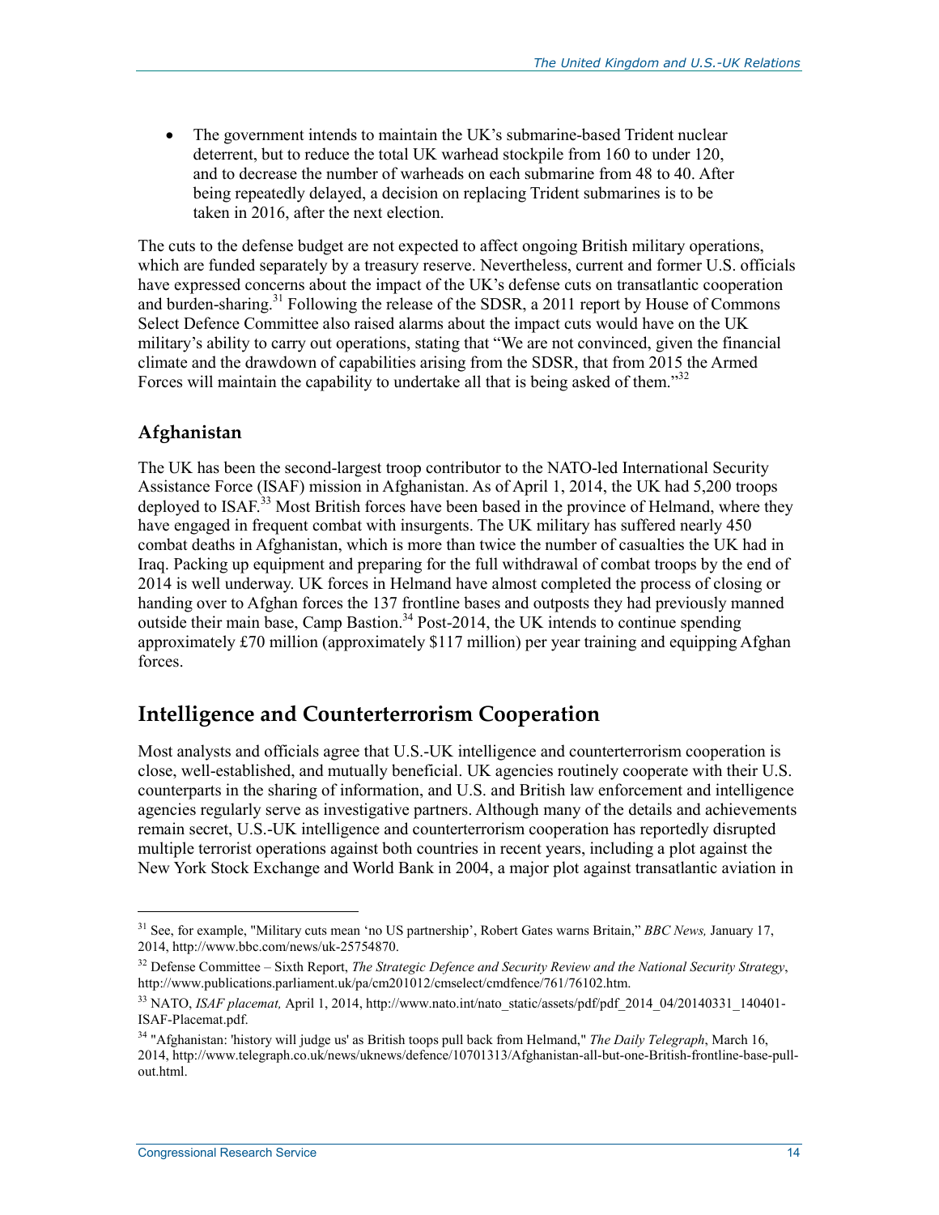- The government intends to maintain the UK's submarine-based Trident nuclear deterrent, but to reduce the total UK warhead stockpile from 160 to under 120, and to decrease the number of warheads on each submarine from 48 to 40. After being repeatedly delayed, a decision on replacing Trident submarines is to be taken in 2016, after the next election.

The cuts to the defense budget are not expected to affect ongoing British military operations, which are funded separately by a treasury reserve. Nevertheless, current and former U.S. officials have expressed concerns about the impact of the UK's defense cuts on transatlantic cooperation and burden-sharing.[31] Following the release of the SDSR, a 2011 report by House of Commons Select Defence Committee also raised alarms about the impact cuts would have on the UK military's ability to carry out operations, stating that "We are not convinced, given the financial climate and the drawdown of capabilities arising from the SDSR, that from 2015 the Armed Forces will maintain the capability to undertake all that is being asked of them."[32]

### Afghanistan

The UK has been the second-largest troop contributor to the NATO-led International Security Assistance Force (ISAF) mission in Afghanistan. As of April 1, 2014, the UK had 5,200 troops deployed to ISAF.[33] Most British forces have been based in the province of Helmand, where they have engaged in frequent combat with insurgents. The UK military has suffered nearly 450 combat deaths in Afghanistan, which is more than twice the number of casualties the UK had in Iraq. Packing up equipment and preparing for the full withdrawal of combat troops by the end of 2014 is well underway. UK forces in Helmand have almost completed the process of closing or handing over to Afghan forces the 137 frontline bases and outposts they had previously manned outside their main base, Camp Bastion.[34] Post-2014, the UK intends to continue spending approximately £70 million (approximately $117 million) per year training and equipping Afghan forces.

## Intelligence and Counterterrorism Cooperation

Most analysts and officials agree that U.S.-UK intelligence and counterterrorism cooperation is close, well-established, and mutually beneficial. UK agencies routinely cooperate with their U.S. counterparts in the sharing of information, and U.S. and British law enforcement and intelligence agencies regularly serve as investigative partners. Although many of the details and achievements remain secret, U.S.-UK intelligence and counterterrorism cooperation has reportedly disrupted multiple terrorist operations against both countries in recent years, including a plot against the New York Stock Exchange and World Bank in 2004, a major plot against transatlantic aviation in

---

[31] See, for example, "Military cuts mean 'no US partnership', Robert Gates warns Britain," *BBC News,* January 17, 2014, http://www.bbc.com/news/uk-25754870.

[32] Defense Committee – Sixth Report, *The Strategic Defence and Security Review and the National Security Strategy*, http://www.publications.parliament.uk/pa/cm201012/cmselect/cmdfence/761/76102.htm.

[33] NATO, *ISAF placemat,* April 1, 2014, http://www.nato.int/nato_static/assets/pdf/pdf_2014_04/20140331_140401-ISAF-Placemat.pdf.

[34] "Afghanistan: 'history will judge us' as British toops pull back from Helmand," *The Daily Telegraph*, March 16, 2014, http://www.telegraph.co.uk/news/uknews/defence/10701313/Afghanistan-all-but-one-British-frontline-base-pull-out.html.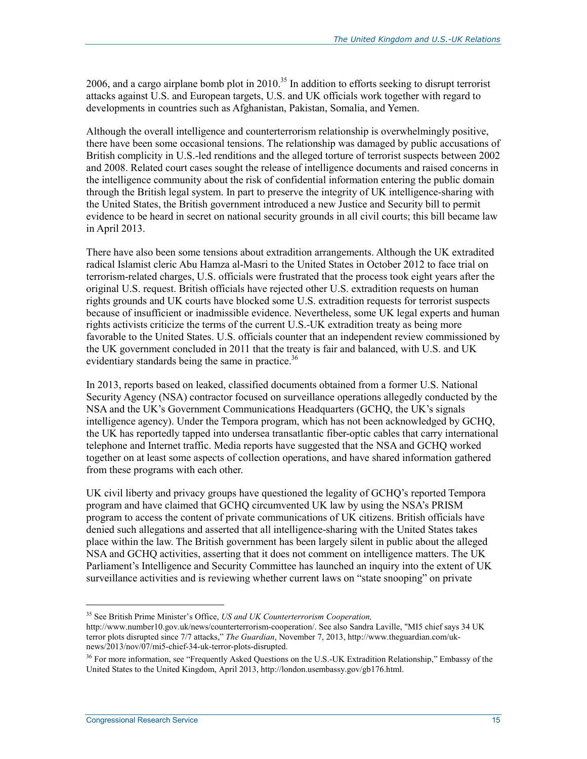2006, and a cargo airplane bomb plot in 2010.[35] In addition to efforts seeking to disrupt terrorist attacks against U.S. and European targets, U.S. and UK officials work together with regard to developments in countries such as Afghanistan, Pakistan, Somalia, and Yemen.

Although the overall intelligence and counterterrorism relationship is overwhelmingly positive, there have been some occasional tensions. The relationship was damaged by public accusations of British complicity in U.S.-led renditions and the alleged torture of terrorist suspects between 2002 and 2008. Related court cases sought the release of intelligence documents and raised concerns in the intelligence community about the risk of confidential information entering the public domain through the British legal system. In part to preserve the integrity of UK intelligence-sharing with the United States, the British government introduced a new Justice and Security bill to permit evidence to be heard in secret on national security grounds in all civil courts; this bill became law in April 2013.

There have also been some tensions about extradition arrangements. Although the UK extradited radical Islamist cleric Abu Hamza al-Masri to the United States in October 2012 to face trial on terrorism-related charges, U.S. officials were frustrated that the process took eight years after the original U.S. request. British officials have rejected other U.S. extradition requests on human rights grounds and UK courts have blocked some U.S. extradition requests for terrorist suspects because of insufficient or inadmissible evidence. Nevertheless, some UK legal experts and human rights activists criticize the terms of the current U.S.-UK extradition treaty as being more favorable to the United States. U.S. officials counter that an independent review commissioned by the UK government concluded in 2011 that the treaty is fair and balanced, with U.S. and UK evidentiary standards being the same in practice.[36]

In 2013, reports based on leaked, classified documents obtained from a former U.S. National Security Agency (NSA) contractor focused on surveillance operations allegedly conducted by the NSA and the UK's Government Communications Headquarters (GCHQ, the UK's signals intelligence agency). Under the Tempora program, which has not been acknowledged by GCHQ, the UK has reportedly tapped into undersea transatlantic fiber-optic cables that carry international telephone and Internet traffic. Media reports have suggested that the NSA and GCHQ worked together on at least some aspects of collection operations, and have shared information gathered from these programs with each other.

UK civil liberty and privacy groups have questioned the legality of GCHQ's reported Tempora program and have claimed that GCHQ circumvented UK law by using the NSA's PRISM program to access the content of private communications of UK citizens. British officials have denied such allegations and asserted that all intelligence-sharing with the United States takes place within the law. The British government has been largely silent in public about the alleged NSA and GCHQ activities, asserting that it does not comment on intelligence matters. The UK Parliament's Intelligence and Security Committee has launched an inquiry into the extent of UK surveillance activities and is reviewing whether current laws on "state snooping" on private

---

[35] See British Prime Minister's Office, *US and UK Counterterrorism Cooperation,* http://www.number10.gov.uk/news/counterterrorism-cooperation/. See also Sandra Laville, "MI5 chief says 34 UK terror plots disrupted since 7/7 attacks," *The Guardian*, November 7, 2013, http://www.theguardian.com/uk-news/2013/nov/07/mi5-chief-34-uk-terror-plots-disrupted.

[36] For more information, see "Frequently Asked Questions on the U.S.-UK Extradition Relationship," Embassy of the United States to the United Kingdom, April 2013, http://london.usembassy.gov/gb176.html.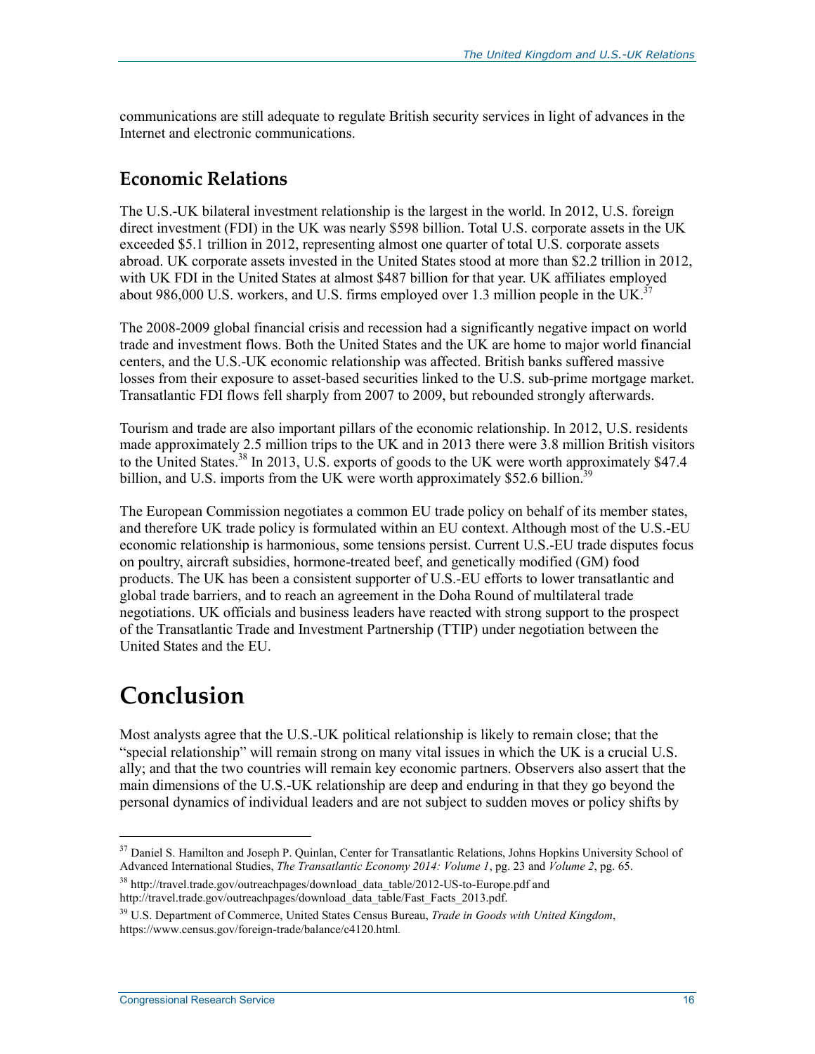communications are still adequate to regulate British security services in light of advances in the Internet and electronic communications.

## Economic Relations

The U.S.-UK bilateral investment relationship is the largest in the world. In 2012, U.S. foreign direct investment (FDI) in the UK was nearly $598 billion. Total U.S. corporate assets in the UK exceeded $5.1 trillion in 2012, representing almost one quarter of total U.S. corporate assets abroad. UK corporate assets invested in the United States stood at more than $2.2 trillion in 2012, with UK FDI in the United States at almost $487 billion for that year. UK affiliates employed about 986,000 U.S. workers, and U.S. firms employed over 1.3 million people in the UK.[37]

The 2008-2009 global financial crisis and recession had a significantly negative impact on world trade and investment flows. Both the United States and the UK are home to major world financial centers, and the U.S.-UK economic relationship was affected. British banks suffered massive losses from their exposure to asset-based securities linked to the U.S. sub-prime mortgage market. Transatlantic FDI flows fell sharply from 2007 to 2009, but rebounded strongly afterwards.

Tourism and trade are also important pillars of the economic relationship. In 2012, U.S. residents made approximately 2.5 million trips to the UK and in 2013 there were 3.8 million British visitors to the United States.[38] In 2013, U.S. exports of goods to the UK were worth approximately $47.4 billion, and U.S. imports from the UK were worth approximately $52.6 billion.[39]

The European Commission negotiates a common EU trade policy on behalf of its member states, and therefore UK trade policy is formulated within an EU context. Although most of the U.S.-EU economic relationship is harmonious, some tensions persist. Current U.S.-EU trade disputes focus on poultry, aircraft subsidies, hormone-treated beef, and genetically modified (GM) food products. The UK has been a consistent supporter of U.S.-EU efforts to lower transatlantic and global trade barriers, and to reach an agreement in the Doha Round of multilateral trade negotiations. UK officials and business leaders have reacted with strong support to the prospect of the Transatlantic Trade and Investment Partnership (TTIP) under negotiation between the United States and the EU.

# Conclusion

Most analysts agree that the U.S.-UK political relationship is likely to remain close; that the "special relationship" will remain strong on many vital issues in which the UK is a crucial U.S. ally; and that the two countries will remain key economic partners. Observers also assert that the main dimensions of the U.S.-UK relationship are deep and enduring in that they go beyond the personal dynamics of individual leaders and are not subject to sudden moves or policy shifts by

---

[37] Daniel S. Hamilton and Joseph P. Quinlan, Center for Transatlantic Relations, Johns Hopkins University School of Advanced International Studies, *The Transatlantic Economy 2014: Volume 1*, pg. 23 and *Volume 2*, pg. 65.

[38] http://travel.trade.gov/outreachpages/download_data_table/2012-US-to-Europe.pdf and http://travel.trade.gov/outreachpages/download_data_table/Fast_Facts_2013.pdf.

[39] U.S. Department of Commerce, United States Census Bureau, *Trade in Goods with United Kingdom*, https://www.census.gov/foreign-trade/balance/c4120.html.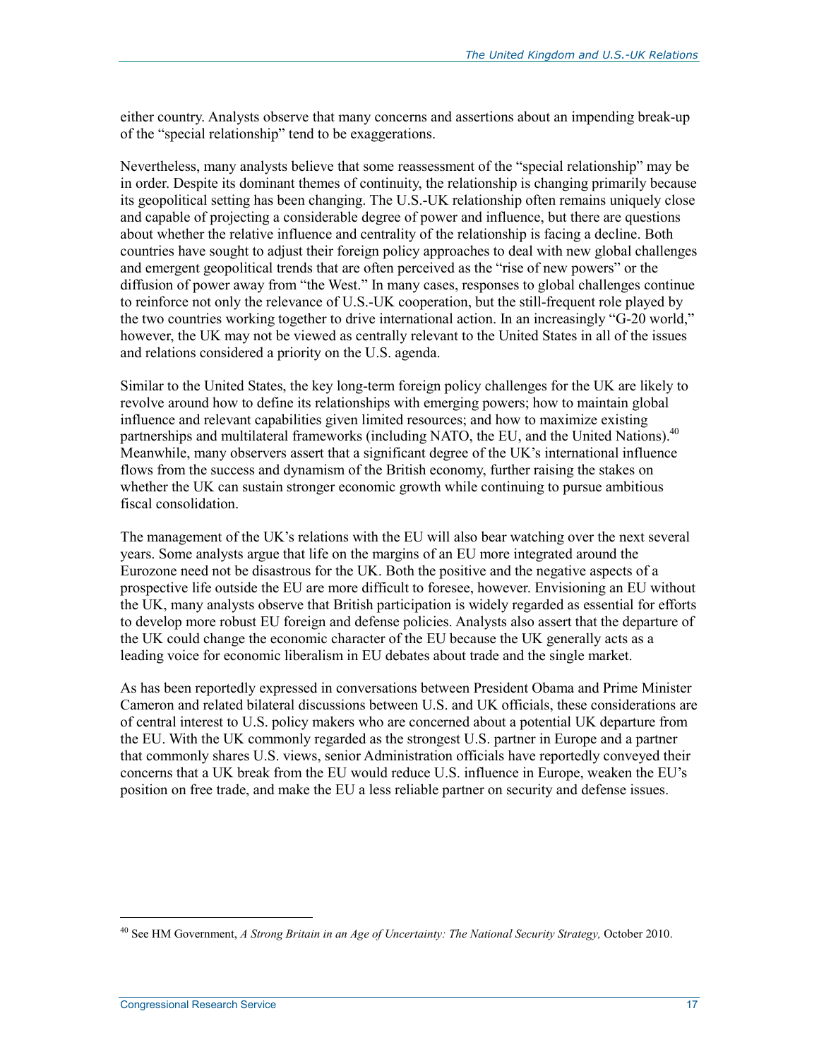either country. Analysts observe that many concerns and assertions about an impending break-up of the "special relationship" tend to be exaggerations.

Nevertheless, many analysts believe that some reassessment of the "special relationship" may be in order. Despite its dominant themes of continuity, the relationship is changing primarily because its geopolitical setting has been changing. The U.S.-UK relationship often remains uniquely close and capable of projecting a considerable degree of power and influence, but there are questions about whether the relative influence and centrality of the relationship is facing a decline. Both countries have sought to adjust their foreign policy approaches to deal with new global challenges and emergent geopolitical trends that are often perceived as the "rise of new powers" or the diffusion of power away from "the West." In many cases, responses to global challenges continue to reinforce not only the relevance of U.S.-UK cooperation, but the still-frequent role played by the two countries working together to drive international action. In an increasingly "G-20 world," however, the UK may not be viewed as centrally relevant to the United States in all of the issues and relations considered a priority on the U.S. agenda.

Similar to the United States, the key long-term foreign policy challenges for the UK are likely to revolve around how to define its relationships with emerging powers; how to maintain global influence and relevant capabilities given limited resources; and how to maximize existing partnerships and multilateral frameworks (including NATO, the EU, and the United Nations).[40] Meanwhile, many observers assert that a significant degree of the UK's international influence flows from the success and dynamism of the British economy, further raising the stakes on whether the UK can sustain stronger economic growth while continuing to pursue ambitious fiscal consolidation.

The management of the UK's relations with the EU will also bear watching over the next several years. Some analysts argue that life on the margins of an EU more integrated around the Eurozone need not be disastrous for the UK. Both the positive and the negative aspects of a prospective life outside the EU are more difficult to foresee, however. Envisioning an EU without the UK, many analysts observe that British participation is widely regarded as essential for efforts to develop more robust EU foreign and defense policies. Analysts also assert that the departure of the UK could change the economic character of the EU because the UK generally acts as a leading voice for economic liberalism in EU debates about trade and the single market.

As has been reportedly expressed in conversations between President Obama and Prime Minister Cameron and related bilateral discussions between U.S. and UK officials, these considerations are of central interest to U.S. policy makers who are concerned about a potential UK departure from the EU. With the UK commonly regarded as the strongest U.S. partner in Europe and a partner that commonly shares U.S. views, senior Administration officials have reportedly conveyed their concerns that a UK break from the EU would reduce U.S. influence in Europe, weaken the EU's position on free trade, and make the EU a less reliable partner on security and defense issues.

---

[40] See HM Government, *A Strong Britain in an Age of Uncertainty: The National Security Strategy,* October 2010.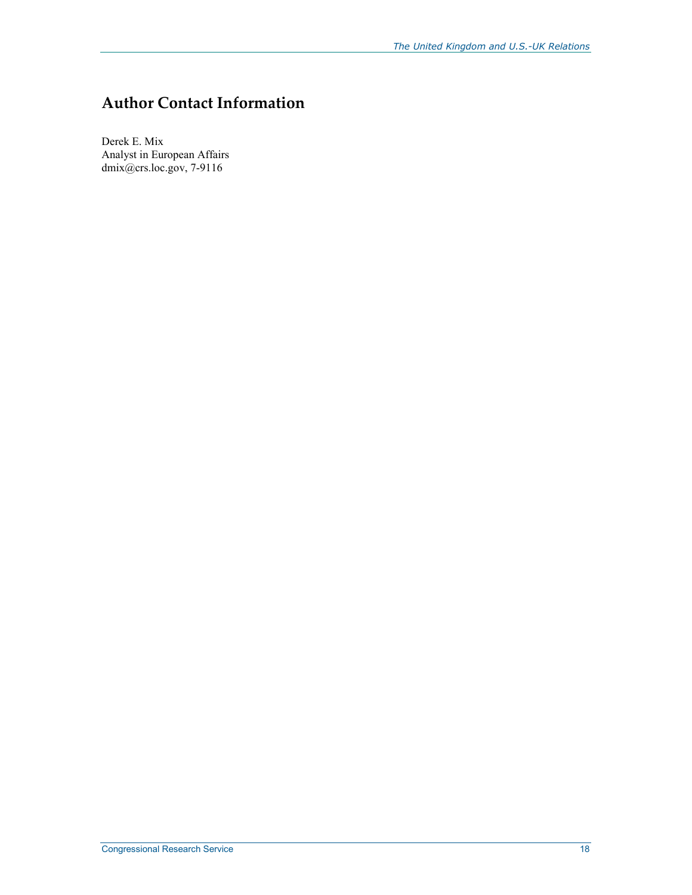## Author Contact Information

Derek E. Mix
Analyst in European Affairs
dmix@crs.loc.gov, 7-9116